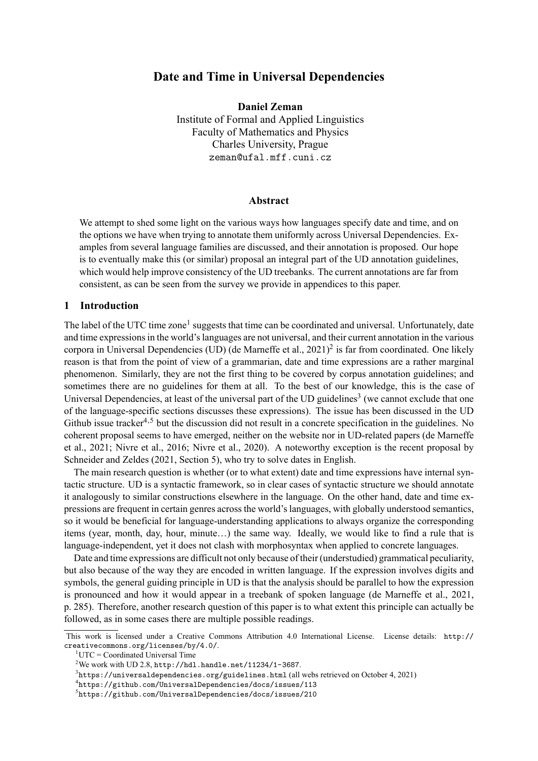# Date and Time in Universal Dependencies

**Daniel Zeman**
Institute of Formal and Applied Linguistics
Faculty of Mathematics and Physics
Charles University, Prague
zeman@ufal.mff.cuni.cz

## Abstract

We attempt to shed some light on the various ways how languages specify date and time, and on the options we have when trying to annotate them uniformly across Universal Dependencies. Examples from several language families are discussed, and their annotation is proposed. Our hope is to eventually make this (or similar) proposal an integral part of the UD annotation guidelines, which would help improve consistency of the UD treebanks. The current annotations are far from consistent, as can be seen from the survey we provide in appendices to this paper.

## 1 Introduction

The label of the UTC time zone[1] suggests that time can be coordinated and universal. Unfortunately, date and time expressions in the world's languages are not universal, and their current annotation in the various corpora in Universal Dependencies (UD) (de Marneffe et al., 2021)[2] is far from coordinated. One likely reason is that from the point of view of a grammarian, date and time expressions are a rather marginal phenomenon. Similarly, they are not the first thing to be covered by corpus annotation guidelines; and sometimes there are no guidelines for them at all. To the best of our knowledge, this is the case of Universal Dependencies, at least of the universal part of the UD guidelines[3] (we cannot exclude that one of the language-specific sections discusses these expressions). The issue has been discussed in the UD Github issue tracker[4,5] but the discussion did not result in a concrete specification in the guidelines. No coherent proposal seems to have emerged, neither on the website nor in UD-related papers (de Marneffe et al., 2021; Nivre et al., 2016; Nivre et al., 2020). A noteworthy exception is the recent proposal by Schneider and Zeldes (2021, Section 5), who try to solve dates in English.

The main research question is whether (or to what extent) date and time expressions have internal syntactic structure. UD is a syntactic framework, so in clear cases of syntactic structure we should annotate it analogously to similar constructions elsewhere in the language. On the other hand, date and time expressions are frequent in certain genres across the world's languages, with globally understood semantics, so it would be beneficial for language-understanding applications to always organize the corresponding items (year, month, day, hour, minute…) the same way. Ideally, we would like to find a rule that is language-independent, yet it does not clash with morphosyntax when applied to concrete languages.

Date and time expressions are difficult not only because of their (understudied) grammatical peculiarity, but also because of the way they are encoded in written language. If the expression involves digits and symbols, the general guiding principle in UD is that the analysis should be parallel to how the expression is pronounced and how it would appear in a treebank of spoken language (de Marneffe et al., 2021, p. 285). Therefore, another research question of this paper is to what extent this principle can actually be followed, as in some cases there are multiple possible readings.

---

This work is licensed under a Creative Commons Attribution 4.0 International License. License details: http://creativecommons.org/licenses/by/4.0/.

[1] UTC = Coordinated Universal Time

[2] We work with UD 2.8, http://hdl.handle.net/11234/1-3687.

[3] https://universaldependencies.org/guidelines.html (all webs retrieved on October 4, 2021)

[4] https://github.com/UniversalDependencies/docs/issues/113

[5] https://github.com/UniversalDependencies/docs/issues/210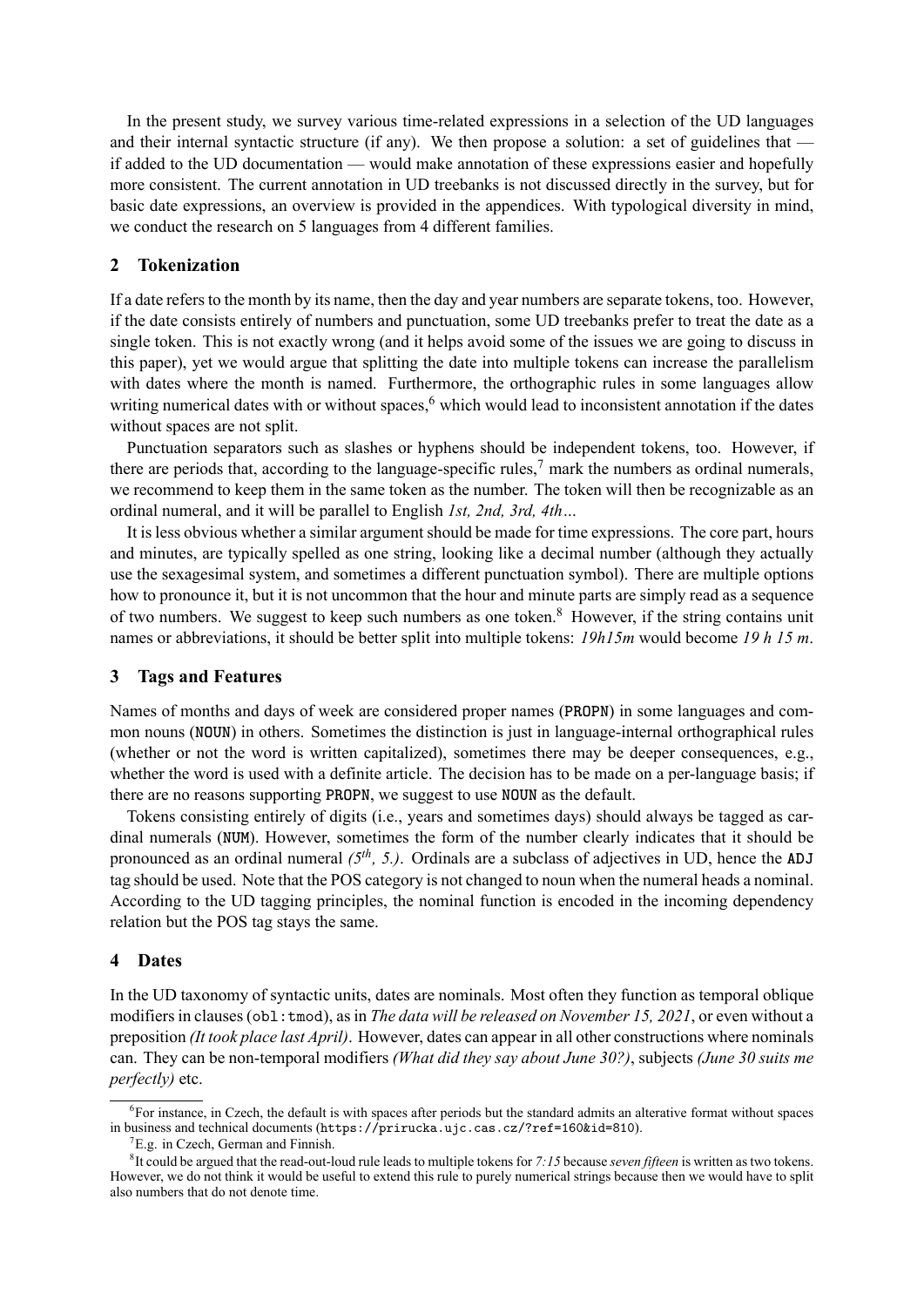In the present study, we survey various time-related expressions in a selection of the UD languages and their internal syntactic structure (if any). We then propose a solution: a set of guidelines that — if added to the UD documentation — would make annotation of these expressions easier and hopefully more consistent. The current annotation in UD treebanks is not discussed directly in the survey, but for basic date expressions, an overview is provided in the appendices. With typological diversity in mind, we conduct the research on 5 languages from 4 different families.

## 2 Tokenization

If a date refers to the month by its name, then the day and year numbers are separate tokens, too. However, if the date consists entirely of numbers and punctuation, some UD treebanks prefer to treat the date as a single token. This is not exactly wrong (and it helps avoid some of the issues we are going to discuss in this paper), yet we would argue that splitting the date into multiple tokens can increase the parallelism with dates where the month is named. Furthermore, the orthographic rules in some languages allow writing numerical dates with or without spaces,[6] which would lead to inconsistent annotation if the dates without spaces are not split.

Punctuation separators such as slashes or hyphens should be independent tokens, too. However, if there are periods that, according to the language-specific rules,[7] mark the numbers as ordinal numerals, we recommend to keep them in the same token as the number. The token will then be recognizable as an ordinal numeral, and it will be parallel to English *1st, 2nd, 3rd, 4th…*

It is less obvious whether a similar argument should be made for time expressions. The core part, hours and minutes, are typically spelled as one string, looking like a decimal number (although they actually use the sexagesimal system, and sometimes a different punctuation symbol). There are multiple options how to pronounce it, but it is not uncommon that the hour and minute parts are simply read as a sequence of two numbers. We suggest to keep such numbers as one token.[8] However, if the string contains unit names or abbreviations, it should be better split into multiple tokens: *19h15m* would become *19 h 15 m*.

## 3 Tags and Features

Names of months and days of week are considered proper names (`PROPN`) in some languages and common nouns (`NOUN`) in others. Sometimes the distinction is just in language-internal orthographical rules (whether or not the word is written capitalized), sometimes there may be deeper consequences, e.g., whether the word is used with a definite article. The decision has to be made on a per-language basis; if there are no reasons supporting `PROPN`, we suggest to use `NOUN` as the default.

Tokens consisting entirely of digits (i.e., years and sometimes days) should always be tagged as cardinal numerals (`NUM`). However, sometimes the form of the number clearly indicates that it should be pronounced as an ordinal numeral *(5$^{th}$, 5.)*. Ordinals are a subclass of adjectives in UD, hence the `ADJ` tag should be used. Note that the POS category is not changed to noun when the numeral heads a nominal. According to the UD tagging principles, the nominal function is encoded in the incoming dependency relation but the POS tag stays the same.

## 4 Dates

In the UD taxonomy of syntactic units, dates are nominals. Most often they function as temporal oblique modifiers in clauses (`obl:tmod`), as in *The data will be released on November 15, 2021*, or even without a preposition *(It took place last April)*. However, dates can appear in all other constructions where nominals can. They can be non-temporal modifiers *(What did they say about June 30?)*, subjects *(June 30 suits me perfectly)* etc.

---

[6] For instance, in Czech, the default is with spaces after periods but the standard admits an alterative format without spaces in business and technical documents (`https://prirucka.ujc.cas.cz/?ref=160&id=810`).

[7] E.g. in Czech, German and Finnish.

[8] It could be argued that the read-out-loud rule leads to multiple tokens for *7:15* because *seven fifteen* is written as two tokens. However, we do not think it would be useful to extend this rule to purely numerical strings because then we would have to split also numbers that do not denote time.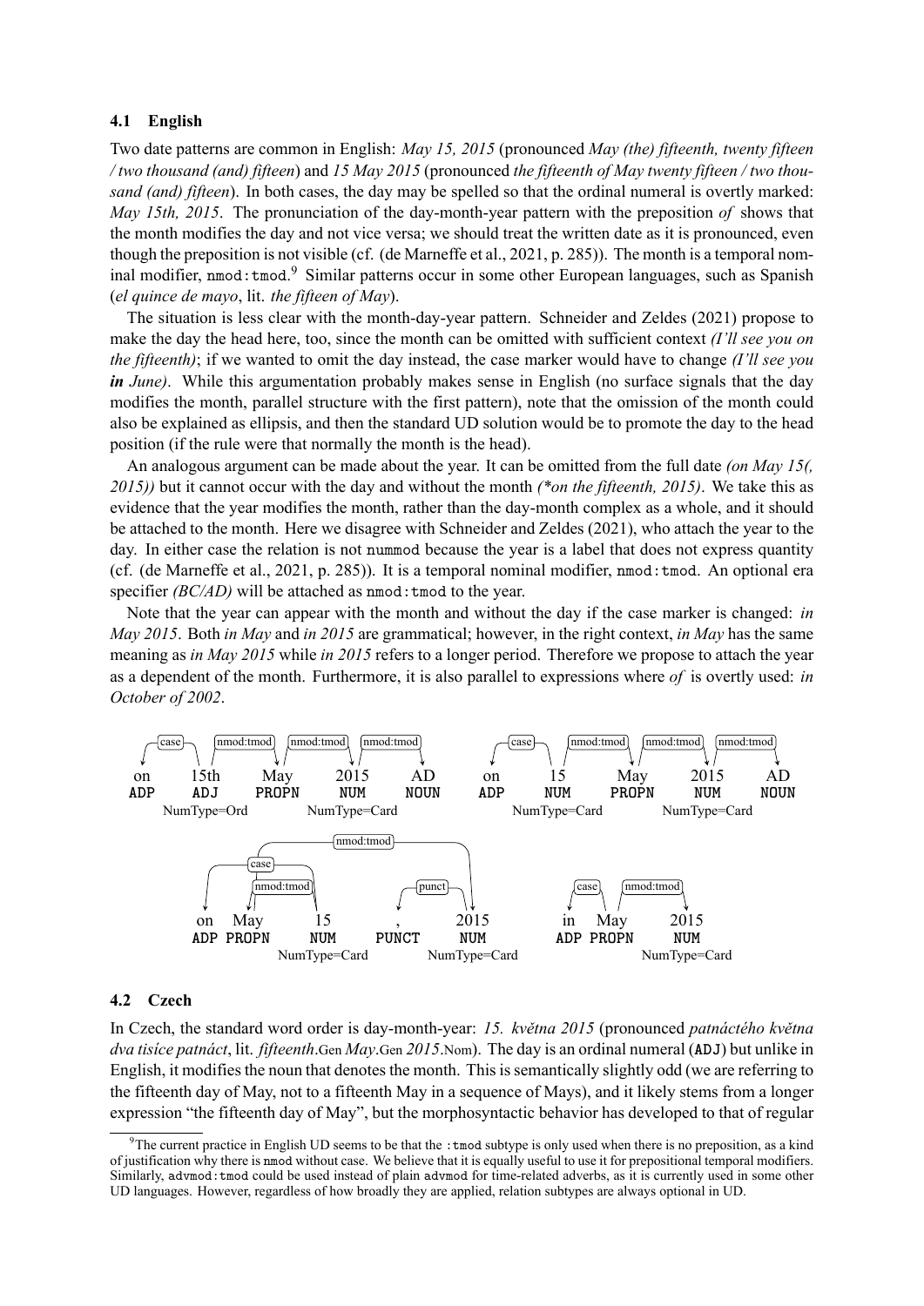### 4.1 English

Two date patterns are common in English: *May 15, 2015* (pronounced *May (the) fifteenth, twenty fifteen / two thousand (and) fifteen*) and *15 May 2015* (pronounced *the fifteenth of May twenty fifteen / two thousand (and) fifteen*). In both cases, the day may be spelled so that the ordinal numeral is overtly marked: *May 15th, 2015*. The pronunciation of the day-month-year pattern with the preposition *of* shows that the month modifies the day and not vice versa; we should treat the written date as it is pronounced, even though the preposition is not visible (cf. (de Marneffe et al., 2021, p. 285)). The month is a temporal nominal modifier, `nmod:tmod`.[9] Similar patterns occur in some other European languages, such as Spanish (*el quince de mayo*, lit. *the fifteen of May*).

The situation is less clear with the month-day-year pattern. Schneider and Zeldes (2021) propose to make the day the head here, too, since the month can be omitted with sufficient context *(I'll see you on the fifteenth)*; if we wanted to omit the day instead, the case marker would have to change *(I'll see you **in** June)*. While this argumentation probably makes sense in English (no surface signals that the day modifies the month, parallel structure with the first pattern), note that the omission of the month could also be explained as ellipsis, and then the standard UD solution would be to promote the day to the head position (if the rule were that normally the month is the head).

An analogous argument can be made about the year. It can be omitted from the full date *(on May 15(, 2015))* but it cannot occur with the day and without the month *(\*on the fifteenth, 2015)*. We take this as evidence that the year modifies the month, rather than the day-month complex as a whole, and it should be attached to the month. Here we disagree with Schneider and Zeldes (2021), who attach the year to the day. In either case the relation is not `nummod` because the year is a label that does not express quantity (cf. (de Marneffe et al., 2021, p. 285)). It is a temporal nominal modifier, `nmod:tmod`. An optional era specifier *(BC/AD)* will be attached as `nmod:tmod` to the year.

Note that the year can appear with the month and without the day if the case marker is changed: *in May 2015*. Both *in May* and *in 2015* are grammatical; however, in the right context, *in May* has the same meaning as *in May 2015* while *in 2015* refers to a longer period. Therefore we propose to attach the year as a dependent of the month. Furthermore, it is also parallel to expressions where *of* is overtly used: *in October of 2002*.

```
on    15th         May     2015          AD
ADP   ADJ          PROPN   NUM           NOUN
      NumType=Ord          NumType=Card
case(15th→on), nmod:tmod(15th→May), nmod:tmod(May→2015), nmod:tmod(2015→AD)

on    15           May     2015          AD
ADP   NUM          PROPN   NUM           NOUN
      NumType=Card         NumType=Card
case(15→on), nmod:tmod(15→May), nmod:tmod(May→2015), nmod:tmod(2015→AD)

on    May     15            ,      2015
ADP   PROPN   NUM           PUNCT  NUM
              NumType=Card         NumType=Card
case(15→on), nmod:tmod(15→May), nmod:tmod(May→2015), punct(2015→,)

in    May     2015
ADP   PROPN   NUM
              NumType=Card
case(May→in), nmod:tmod(May→2015)
```

### 4.2 Czech

In Czech, the standard word order is day-month-year: *15. května 2015* (pronounced *patnáctého května dva tisíce patnáct*, lit. *fifteenth*.Gen *May*.Gen *2015*.Nom). The day is an ordinal numeral (`ADJ`) but unlike in English, it modifies the noun that denotes the month. This is semantically slightly odd (we are referring to the fifteenth day of May, not to a fifteenth May in a sequence of Mays), and it likely stems from a longer expression "the fifteenth day of May", but the morphosyntactic behavior has developed to that of regular

---

[9] The current practice in English UD seems to be that the `:tmod` subtype is only used when there is no preposition, as a kind of justification why there is `nmod` without `case`. We believe that it is equally useful to use it for prepositional temporal modifiers. Similarly, `advmod:tmod` could be used instead of plain `advmod` for time-related adverbs, as it is currently used in some other UD languages. However, regardless of how broadly they are applied, relation subtypes are always optional in UD.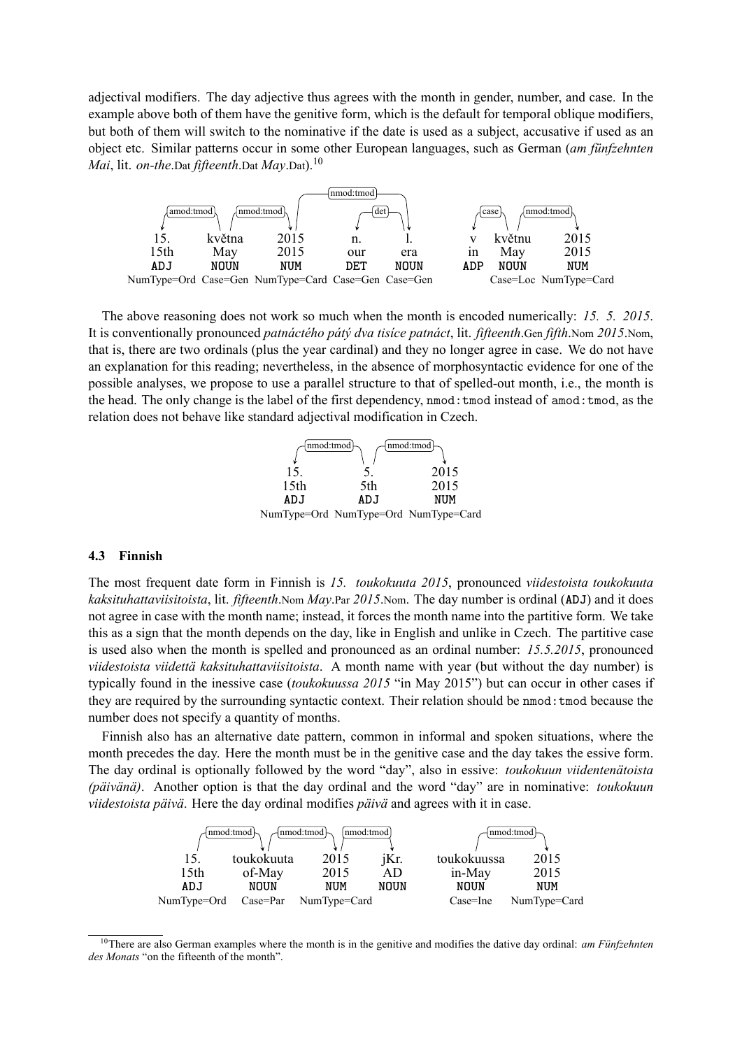adjectival modifiers. The day adjective thus agrees with the month in gender, number, and case. In the example above both of them have the genitive form, which is the default for temporal oblique modifiers, but both of them will switch to the nominative if the date is used as a subject, accusative if used as an object etc. Similar patterns occur in some other European languages, such as German (*am fünfzehnten Mai*, lit. *on-the*.Dat *fifteenth*.Dat *May*.Dat).[10]

| 15. | května | 2015 | n. | l. | | v | květnu | 2015 |
|---|---|---|---|---|---|---|---|---|
| 15th | May | 2015 | our | era | | in | May | 2015 |
| ADJ | NOUN | NUM | DET | NOUN | | ADP | NOUN | NUM |
| NumType=Ord | Case=Gen | NumType=Card | Case=Gen | Case=Gen | | | Case=Loc | NumType=Card |

Dependencies: května →amod:tmod→ 15.; 2015 →nmod:tmod→ května; l. →nmod:tmod→ 2015; l. →det→ n.; květnu →case→ v; květnu →nmod:tmod→ 2015.

The above reasoning does not work so much when the month is encoded numerically: *15. 5. 2015*. It is conventionally pronounced *patnáctého pátý dva tisíce patnáct*, lit. *fifteenth*.Gen *fifth*.Nom *2015*.Nom, that is, there are two ordinals (plus the year cardinal) and they no longer agree in case. We do not have an explanation for this reading; nevertheless, in the absence of morphosyntactic evidence for one of the possible analyses, we propose to use a parallel structure to that of spelled-out month, i.e., the month is the head. The only change is the label of the first dependency, `nmod:tmod` instead of `amod:tmod`, as the relation does not behave like standard adjectival modification in Czech.

| 15. | 5. | 2015 |
|---|---|---|
| 15th | 5th | 2015 |
| ADJ | ADJ | NUM |
| NumType=Ord | NumType=Ord | NumType=Card |

Dependencies: 5. →nmod:tmod→ 15.; 5. →nmod:tmod→ 2015.

### 4.3 Finnish

The most frequent date form in Finnish is *15. toukokuuta 2015*, pronounced *viidestoista toukokuuta kaksituhattaviisitoista*, lit. *fifteenth*.Nom *May*.Par *2015*.Nom. The day number is ordinal (ADJ) and it does not agree in case with the month name; instead, it forces the month name into the partitive form. We take this as a sign that the month depends on the day, like in English and unlike in Czech. The partitive case is used also when the month is spelled and pronounced as an ordinal number: *15.5.2015*, pronounced *viidestoista viidettä kaksituhattaviisitoista*. A month name with year (but without the day number) is typically found in the inessive case (*toukokuussa 2015* "in May 2015") but can occur in other cases if they are required by the surrounding syntactic context. Their relation should be `nmod:tmod` because the number does not specify a quantity of months.

Finnish also has an alternative date pattern, common in informal and spoken situations, where the month precedes the day. Here the month must be in the genitive case and the day takes the essive form. The day ordinal is optionally followed by the word "day", also in essive: *toukokuun viidentenätoista (päivänä)*. Another option is that the day ordinal and the word "day" are in nominative: *toukokuun viidestoista päivä*. Here the day ordinal modifies *päivä* and agrees with it in case.

| 15. | toukokuuta | 2015 | jKr. | | toukokuussa | 2015 |
|---|---|---|---|---|---|---|
| 15th | of-May | 2015 | AD | | in-May | 2015 |
| ADJ | NOUN | NUM | NOUN | | NOUN | NUM |
| NumType=Ord | Case=Par | NumType=Card | | | Case=Ine | NumType=Card |

Dependencies: 15. →nmod:tmod→ toukokuuta; toukokuuta →nmod:tmod→ 2015; 2015 →nmod:tmod→ jKr.; toukokuussa →nmod:tmod→ 2015.

[10] There are also German examples where the month is in the genitive and modifies the dative day ordinal: *am Fünfzehnten des Monats* "on the fifteenth of the month".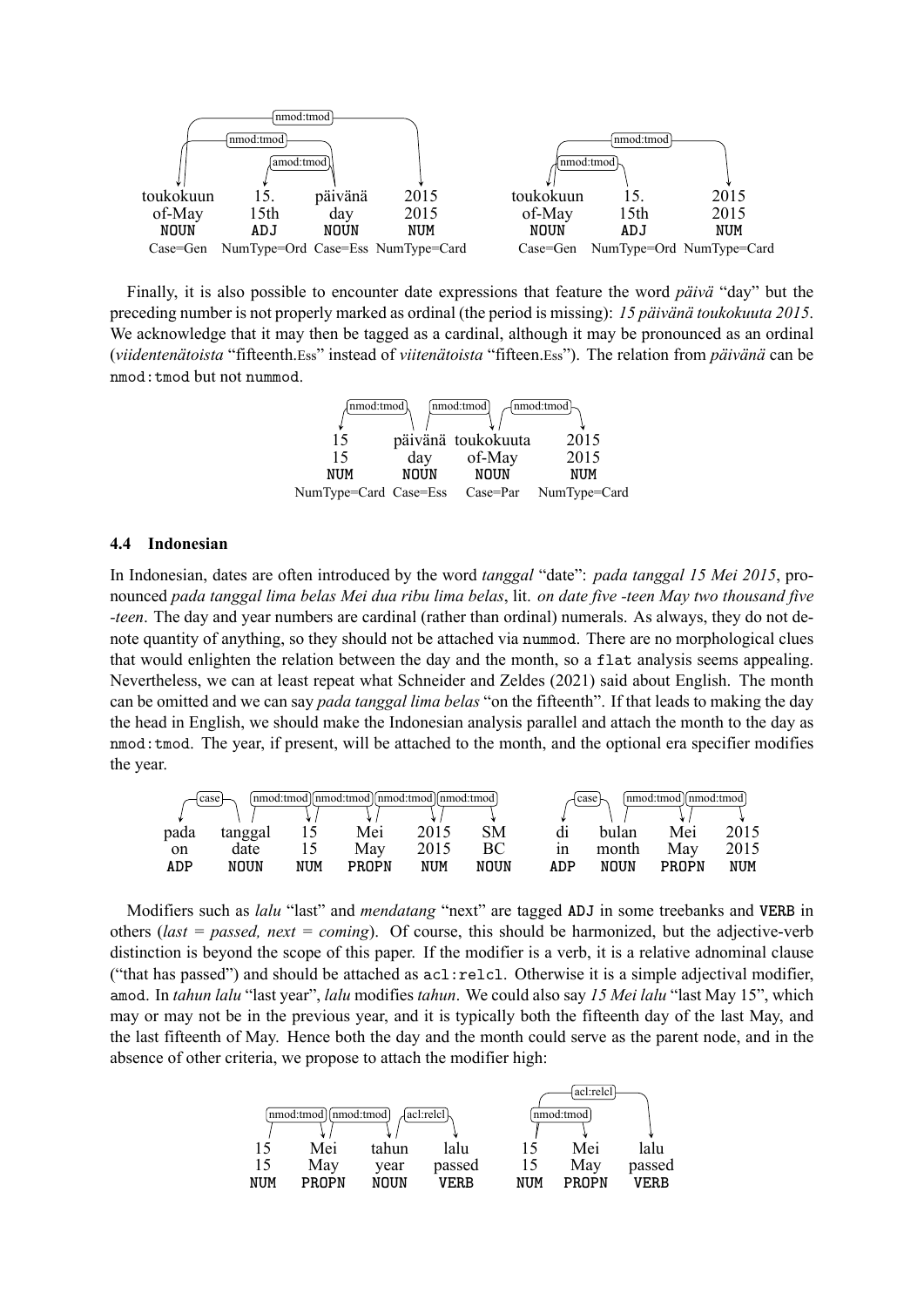| toukokuun | 15. | päivänä | 2015 |
|---|---|---|---|
| of-May | 15th | day | 2015 |
| NOUN | ADJ | NOUN | NUM |
| Case=Gen | NumType=Ord | Case=Ess | NumType=Card |

| toukokuun | 15. | 2015 |
|---|---|---|
| of-May | 15th | 2015 |
| NOUN | ADJ | NUM |
| Case=Gen | NumType=Ord | NumType=Card |

Finally, it is also possible to encounter date expressions that feature the word *päivä* "day" but the preceding number is not properly marked as ordinal (the period is missing): *15 päivänä toukokuuta 2015*. We acknowledge that it may then be tagged as a cardinal, although it may be pronounced as an ordinal (*viidentenätoista* "fifteenth.Ess" instead of *viitenätoista* "fifteen.Ess"). The relation from *päivänä* can be `nmod:tmod` but not `nummod`.

| 15 | päivänä | toukokuuta | 2015 |
|---|---|---|---|
| 15 | day | of-May | 2015 |
| NUM | NOUN | NOUN | NUM |
| NumType=Card | Case=Ess | Case=Par | NumType=Card |

### 4.4 Indonesian

In Indonesian, dates are often introduced by the word *tanggal* "date": *pada tanggal 15 Mei 2015*, pronounced *pada tanggal lima belas Mei dua ribu lima belas*, lit. *on date five -teen May two thousand five -teen*. The day and year numbers are cardinal (rather than ordinal) numerals. As always, they do not denote quantity of anything, so they should not be attached via `nummod`. There are no morphological clues that would enlighten the relation between the day and the month, so a `flat` analysis seems appealing. Nevertheless, we can at least repeat what Schneider and Zeldes (2021) said about English. The month can be omitted and we can say *pada tanggal lima belas* "on the fifteenth". If that leads to making the day the head in English, we should make the Indonesian analysis parallel and attach the month to the day as `nmod:tmod`. The year, if present, will be attached to the month, and the optional era specifier modifies the year.

| pada | tanggal | 15 | Mei | 2015 | SM |
|---|---|---|---|---|---|
| on | date | 15 | May | 2015 | BC |
| ADP | NOUN | NUM | PROPN | NUM | NOUN |

| di | bulan | Mei | 2015 |
|---|---|---|---|
| in | month | May | 2015 |
| ADP | NOUN | PROPN | NUM |

Modifiers such as *lalu* "last" and *mendatang* "next" are tagged `ADJ` in some treebanks and `VERB` in others (*last = passed, next = coming*). Of course, this should be harmonized, but the adjective-verb distinction is beyond the scope of this paper. If the modifier is a verb, it is a relative adnominal clause ("that has passed") and should be attached as `acl:relcl`. Otherwise it is a simple adjectival modifier, `amod`. In *tahun lalu* "last year", *lalu* modifies *tahun*. We could also say *15 Mei lalu* "last May 15", which may or may not be in the previous year, and it is typically both the fifteenth day of the last May, and the last fifteenth of May. Hence both the day and the month could serve as the parent node, and in the absence of other criteria, we propose to attach the modifier high:

| 15 | Mei | tahun | lalu |
|---|---|---|---|
| 15 | May | year | passed |
| NUM | PROPN | NOUN | VERB |

| 15 | Mei | lalu |
|---|---|---|
| 15 | May | passed |
| NUM | PROPN | VERB |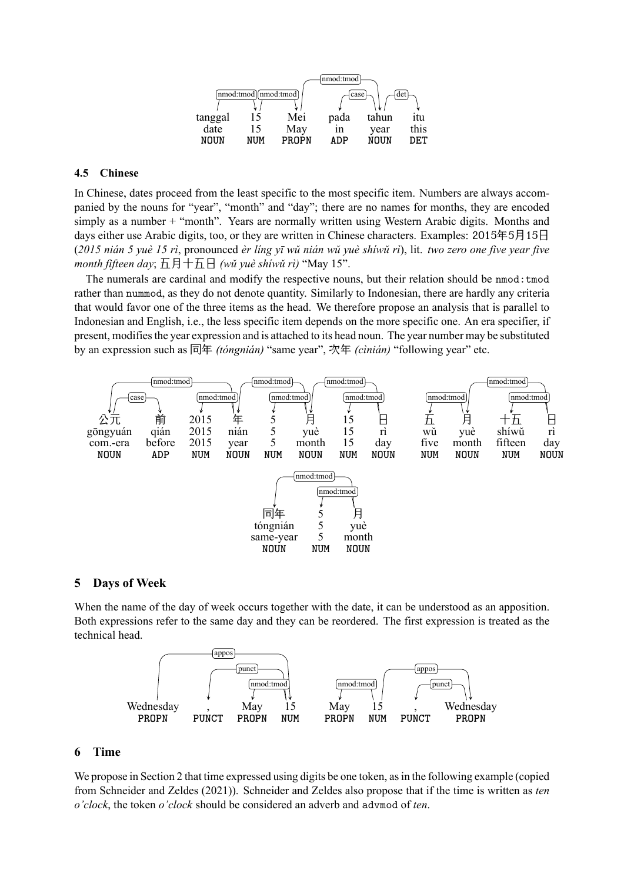tanggal 15 Mei pada tahun itu
date 15 May in year this
NOUN NUM PROPN ADP NOUN DET

### 4.5 Chinese

In Chinese, dates proceed from the least specific to the most specific item. Numbers are always accompanied by the nouns for "year", "month" and "day"; there are no names for months, they are encoded simply as a number + "month". Years are normally written using Western Arabic digits. Months and days either use Arabic digits, too, or they are written in Chinese characters. Examples: 2015年5月15日 (*2015 nián 5 yuè 15 rì*, pronounced *èr líng yī wǔ nián wǔ yuè shíwǔ rì*), lit. *two zero one five year five month fifteen day*; 五月十五日 *(wǔ yuè shíwǔ rì)* "May 15".

The numerals are cardinal and modify the respective nouns, but their relation should be nmod:tmod rather than nummod, as they do not denote quantity. Similarly to Indonesian, there are hardly any criteria that would favor one of the three items as the head. We therefore propose an analysis that is parallel to Indonesian and English, i.e., the less specific item depends on the more specific one. An era specifier, if present, modifies the year expression and is attached to its head noun. The year number may be substituted by an expression such as 同年 *(tóngnián)* "same year", 次年 *(cìnián)* "following year" etc.

公元 前 2015 年 5 月 15 日
gōngyuán qián 2015 nián 5 yuè 15 rì
com.-era before 2015 year 5 month 15 day
NOUN ADP NUM NOUN NUM NOUN NUM NOUN

五 月 十五 日
wǔ yuè shíwǔ rì
five month fifteen day
NUM NOUN NUM NOUN

同年 5 月
tóngnián 5 yuè
same-year 5 month
NOUN NUM NOUN

## 5 Days of Week

When the name of the day of week occurs together with the date, it can be understood as an apposition. Both expressions refer to the same day and they can be reordered. The first expression is treated as the technical head.

Wednesday , May 15
PROPN PUNCT PROPN NUM

May 15 , Wednesday
PROPN NUM PUNCT PROPN

## 6 Time

We propose in Section 2 that time expressed using digits be one token, as in the following example (copied from Schneider and Zeldes (2021)). Schneider and Zeldes also propose that if the time is written as *ten o'clock*, the token *o'clock* should be considered an adverb and advmod of *ten*.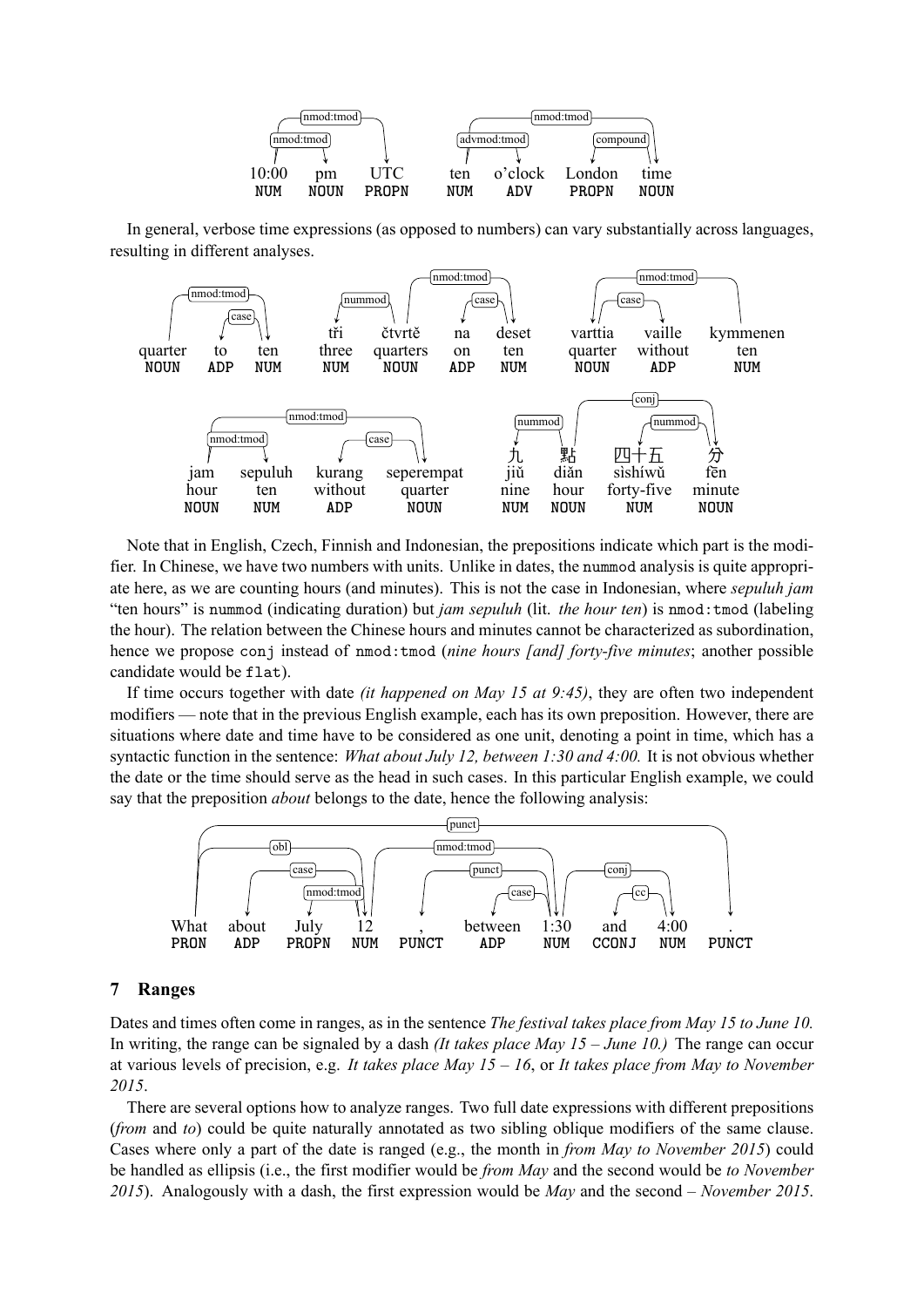10:00 pm UTC — NUM NOUN PROPN (nmod:tmod, nmod:tmod)

ten o'clock London time — NUM ADV PROPN NOUN (nmod:tmod, advmod:tmod, compound)

In general, verbose time expressions (as opposed to numbers) can vary substantially across languages, resulting in different analyses.

quarter to ten — NOUN ADP NUM (nmod:tmod, case)

tři čtvrtě na deset / three quarters on ten — NUM NOUN ADP NUM (nummod, nmod:tmod, case)

varttia vaille kymmenen / quarter without ten — NOUN ADP NUM (nmod:tmod, case)

jam sepuluh kurang seperempat / hour ten without quarter — NOUN NUM ADP NOUN (nmod:tmod, nmod:tmod, case)

九 點 四十五 分 / jiǔ diǎn sìshíwǔ fēn / nine hour forty-five minute — NUM NOUN NUM NOUN (nummod, conj, nummod)

Note that in English, Czech, Finnish and Indonesian, the prepositions indicate which part is the modifier. In Chinese, we have two numbers with units. Unlike in dates, the `nummod` analysis is quite appropriate here, as we are counting hours (and minutes). This is not the case in Indonesian, where *sepuluh jam* "ten hours" is `nummod` (indicating duration) but *jam sepuluh* (lit. *the hour ten*) is `nmod:tmod` (labeling the hour). The relation between the Chinese hours and minutes cannot be characterized as subordination, hence we propose `conj` instead of `nmod:tmod` (*nine hours [and] forty-five minutes*; another possible candidate would be `flat`).

If time occurs together with date *(it happened on May 15 at 9:45)*, they are often two independent modifiers — note that in the previous English example, each has its own preposition. However, there are situations where date and time have to be considered as one unit, denoting a point in time, which has a syntactic function in the sentence: *What about July 12, between 1:30 and 4:00.* It is not obvious whether the date or the time should serve as the head in such cases. In this particular English example, we could say that the preposition *about* belongs to the date, hence the following analysis:

What about July 12 , between 1:30 and 4:00 . — PRON ADP PROPN NUM PUNCT ADP NUM CCONJ NUM PUNCT (punct, obl, nmod:tmod, case, punct, conj, nmod:tmod, case, cc)

## 7 Ranges

Dates and times often come in ranges, as in the sentence *The festival takes place from May 15 to June 10.* In writing, the range can be signaled by a dash *(It takes place May 15 – June 10.)* The range can occur at various levels of precision, e.g. *It takes place May 15 – 16*, or *It takes place from May to November 2015*.

There are several options how to analyze ranges. Two full date expressions with different prepositions (*from* and *to*) could be quite naturally annotated as two sibling oblique modifiers of the same clause. Cases where only a part of the date is ranged (e.g., the month in *from May to November 2015*) could be handled as ellipsis (i.e., the first modifier would be *from May* and the second would be *to November 2015*). Analogously with a dash, the first expression would be *May* and the second – *November 2015*.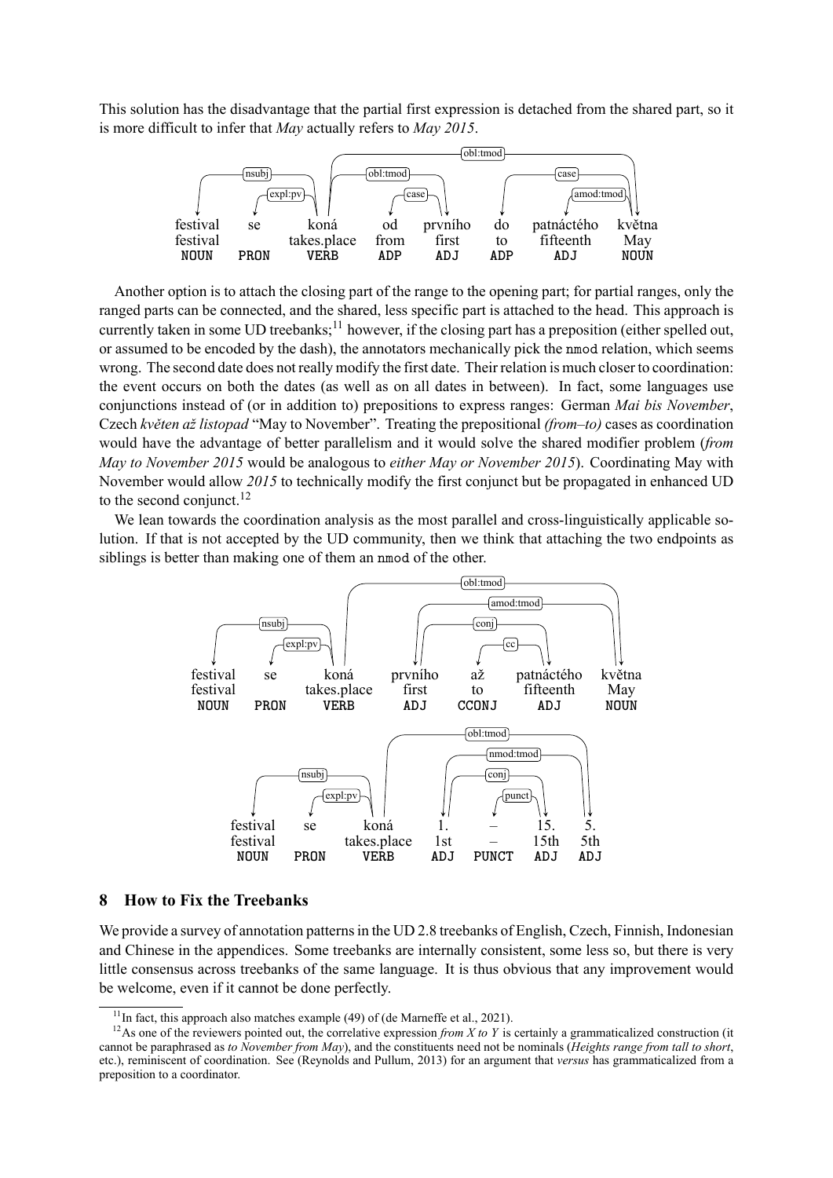This solution has the disadvantage that the partial first expression is detached from the shared part, so it is more difficult to infer that *May* actually refers to *May 2015*.

```
festival  se    koná         od    prvního  do    patnáctého  května
festival        takes.place  from  first    to    fifteenth   May
NOUN      PRON  VERB         ADP   ADJ      ADP   ADJ         NOUN
```

Another option is to attach the closing part of the range to the opening part; for partial ranges, only the ranged parts can be connected, and the shared, less specific part is attached to the head. This approach is currently taken in some UD treebanks;[11] however, if the closing part has a preposition (either spelled out, or assumed to be encoded by the dash), the annotators mechanically pick the nmod relation, which seems wrong. The second date does not really modify the first date. Their relation is much closer to coordination: the event occurs on both the dates (as well as on all dates in between). In fact, some languages use conjunctions instead of (or in addition to) prepositions to express ranges: German *Mai bis November*, Czech *květen až listopad* "May to November". Treating the prepositional *(from–to)* cases as coordination would have the advantage of better parallelism and it would solve the shared modifier problem (*from May to November 2015* would be analogous to *either May or November 2015*). Coordinating May with November would allow *2015* to technically modify the first conjunct but be propagated in enhanced UD to the second conjunct.[12]

We lean towards the coordination analysis as the most parallel and cross-linguistically applicable solution. If that is not accepted by the UD community, then we think that attaching the two endpoints as siblings is better than making one of them an nmod of the other.

```
festival  se    koná         prvního  až     patnáctého  května
festival        takes.place  first    to     fifteenth   May
NOUN      PRON  VERB         ADJ      CCONJ  ADJ         NOUN
```

```
festival  se    koná         1.   –      15.   5.
festival        takes.place  1st  –      15th  5th
NOUN      PRON  VERB         ADJ  PUNCT  ADJ   ADJ
```

## 8 How to Fix the Treebanks

We provide a survey of annotation patterns in the UD 2.8 treebanks of English, Czech, Finnish, Indonesian and Chinese in the appendices. Some treebanks are internally consistent, some less so, but there is very little consensus across treebanks of the same language. It is thus obvious that any improvement would be welcome, even if it cannot be done perfectly.

[11] In fact, this approach also matches example (49) of (de Marneffe et al., 2021).

[12] As one of the reviewers pointed out, the correlative expression *from X to Y* is certainly a grammaticalized construction (it cannot be paraphrased as *to November from May*), and the constituents need not be nominals (*Heights range from tall to short*, etc.), reminiscent of coordination. See (Reynolds and Pullum, 2013) for an argument that *versus* has grammaticalized from a preposition to a coordinator.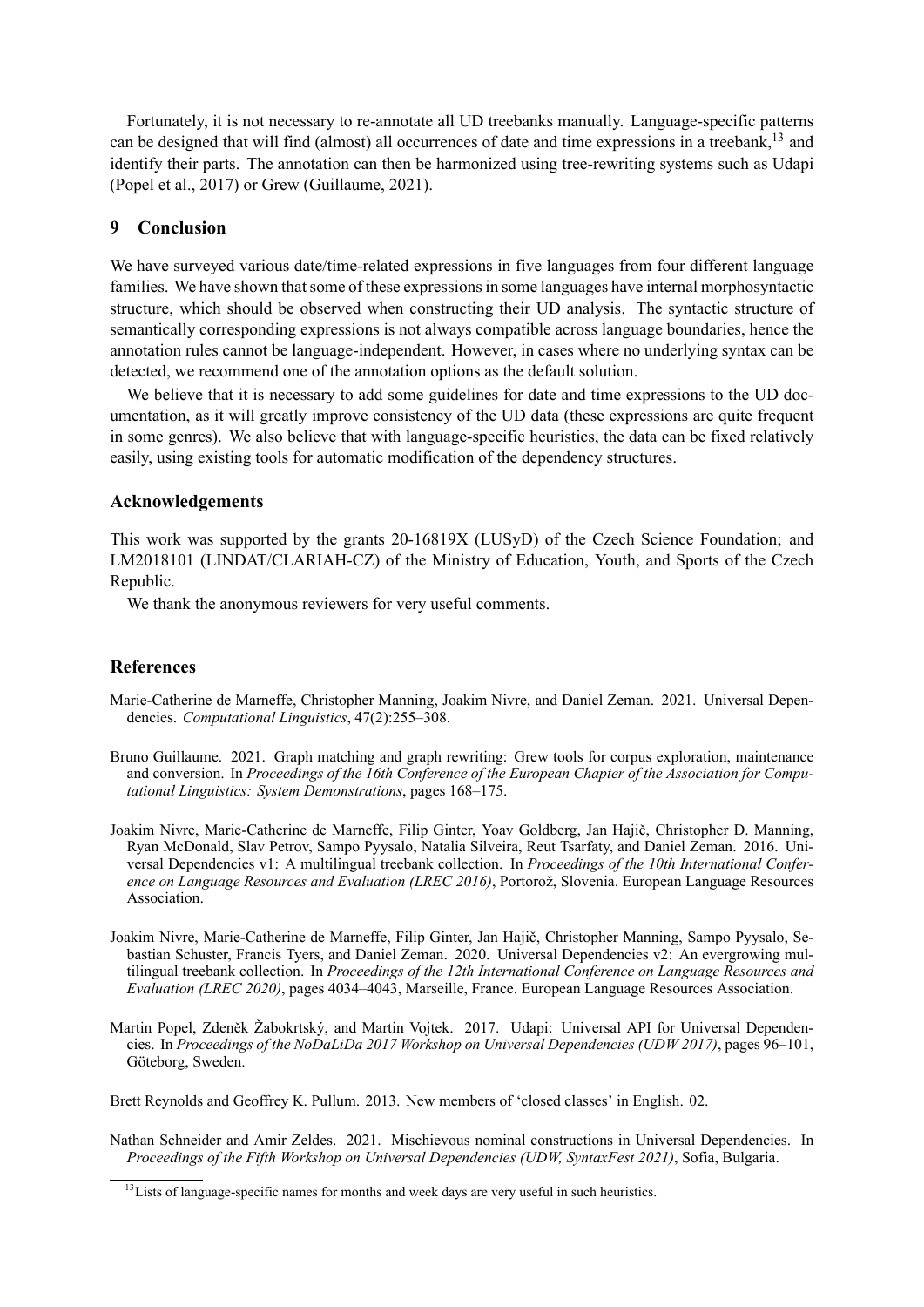Fortunately, it is not necessary to re-annotate all UD treebanks manually. Language-specific patterns can be designed that will find (almost) all occurrences of date and time expressions in a treebank,[13] and identify their parts. The annotation can then be harmonized using tree-rewriting systems such as Udapi (Popel et al., 2017) or Grew (Guillaume, 2021).

## 9 Conclusion

We have surveyed various date/time-related expressions in five languages from four different language families. We have shown that some of these expressions in some languages have internal morphosyntactic structure, which should be observed when constructing their UD analysis. The syntactic structure of semantically corresponding expressions is not always compatible across language boundaries, hence the annotation rules cannot be language-independent. However, in cases where no underlying syntax can be detected, we recommend one of the annotation options as the default solution.

We believe that it is necessary to add some guidelines for date and time expressions to the UD documentation, as it will greatly improve consistency of the UD data (these expressions are quite frequent in some genres). We also believe that with language-specific heuristics, the data can be fixed relatively easily, using existing tools for automatic modification of the dependency structures.

## Acknowledgements

This work was supported by the grants 20-16819X (LUSyD) of the Czech Science Foundation; and LM2018101 (LINDAT/CLARIAH-CZ) of the Ministry of Education, Youth, and Sports of the Czech Republic.

We thank the anonymous reviewers for very useful comments.

## References

Marie-Catherine de Marneffe, Christopher Manning, Joakim Nivre, and Daniel Zeman. 2021. Universal Dependencies. *Computational Linguistics*, 47(2):255–308.

Bruno Guillaume. 2021. Graph matching and graph rewriting: Grew tools for corpus exploration, maintenance and conversion. In *Proceedings of the 16th Conference of the European Chapter of the Association for Computational Linguistics: System Demonstrations*, pages 168–175.

Joakim Nivre, Marie-Catherine de Marneffe, Filip Ginter, Yoav Goldberg, Jan Hajič, Christopher D. Manning, Ryan McDonald, Slav Petrov, Sampo Pyysalo, Natalia Silveira, Reut Tsarfaty, and Daniel Zeman. 2016. Universal Dependencies v1: A multilingual treebank collection. In *Proceedings of the 10th International Conference on Language Resources and Evaluation (LREC 2016)*, Portorož, Slovenia. European Language Resources Association.

Joakim Nivre, Marie-Catherine de Marneffe, Filip Ginter, Jan Hajič, Christopher Manning, Sampo Pyysalo, Sebastian Schuster, Francis Tyers, and Daniel Zeman. 2020. Universal Dependencies v2: An evergrowing multilingual treebank collection. In *Proceedings of the 12th International Conference on Language Resources and Evaluation (LREC 2020)*, pages 4034–4043, Marseille, France. European Language Resources Association.

Martin Popel, Zdeněk Žabokrtský, and Martin Vojtek. 2017. Udapi: Universal API for Universal Dependencies. In *Proceedings of the NoDaLiDa 2017 Workshop on Universal Dependencies (UDW 2017)*, pages 96–101, Göteborg, Sweden.

Brett Reynolds and Geoffrey K. Pullum. 2013. New members of 'closed classes' in English. 02.

Nathan Schneider and Amir Zeldes. 2021. Mischievous nominal constructions in Universal Dependencies. In *Proceedings of the Fifth Workshop on Universal Dependencies (UDW, SyntaxFest 2021)*, Sofia, Bulgaria.

[13] Lists of language-specific names for months and week days are very useful in such heuristics.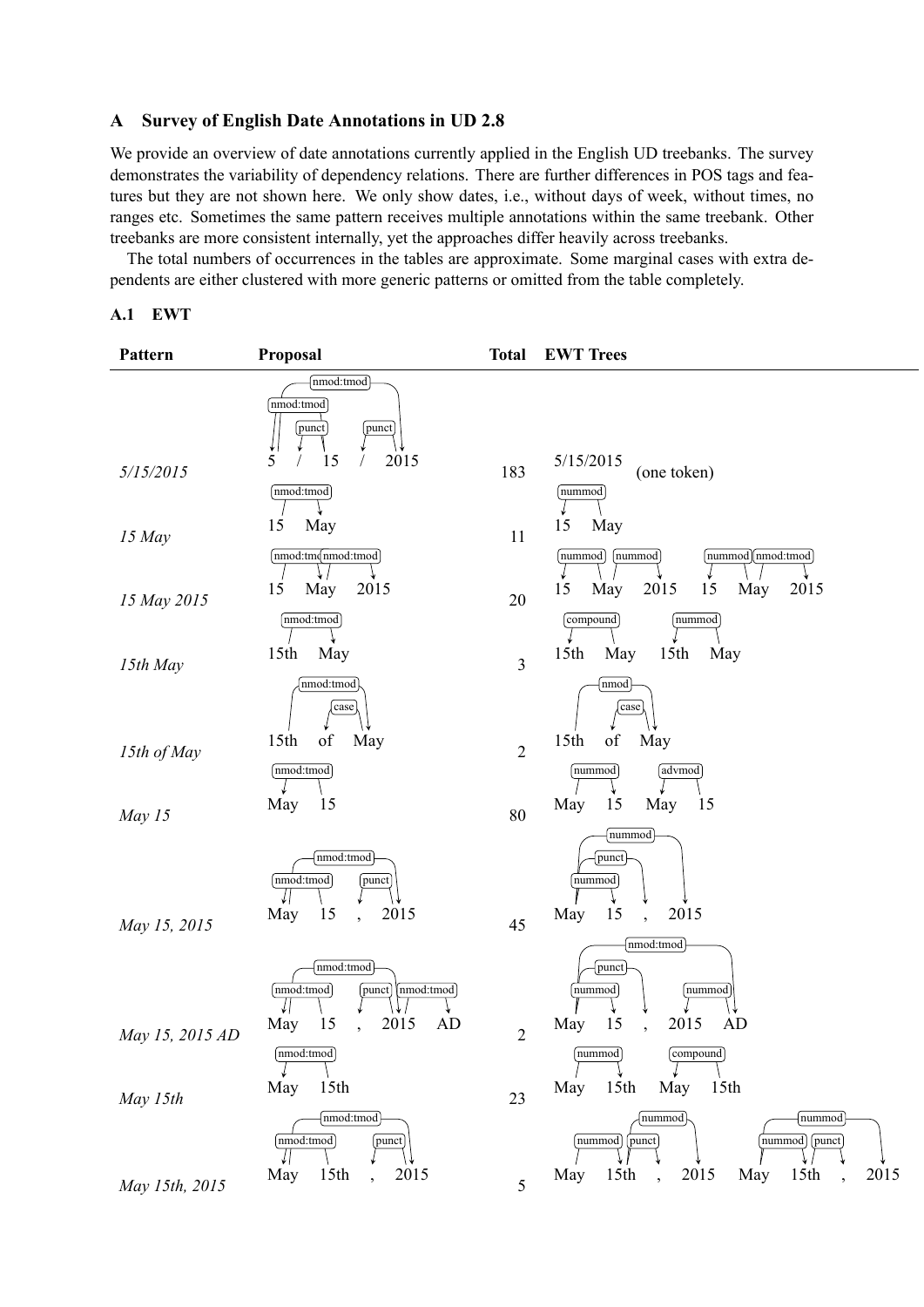## A Survey of English Date Annotations in UD 2.8

We provide an overview of date annotations currently applied in the English UD treebanks. The survey demonstrates the variability of dependency relations. There are further differences in POS tags and features but they are not shown here. We only show dates, i.e., without days of week, without times, no ranges etc. Sometimes the same pattern receives multiple annotations within the same treebank. Other treebanks are more consistent internally, yet the approaches differ heavily across treebanks.

The total numbers of occurrences in the tables are approximate. Some marginal cases with extra dependents are either clustered with more generic patterns or omitted from the table completely.

### A.1 EWT

| Pattern | Proposal | Total | EWT Trees |
|---|---|---|---|
| *5/15/2015* | 5 / 15 / 2015 (nmod:tmod, nmod:tmod, punct, punct) | 183 | 5/15/2015 (one token) |
| *15 May* | 15 May (nmod:tmod) | 11 | 15 May (nummod) |
| *15 May 2015* | 15 May 2015 (nmod:tmod, nmod:tmod) | 20 | 15 May 2015 (nummod, nummod); 15 May 2015 (nummod, nmod:tmod) |
| *15th May* | 15th May (nmod:tmod) | 3 | 15th May (compound); 15th May (nummod) |
| *15th of May* | 15th of May (nmod:tmod, case) | 2 | 15th of May (nmod, case) |
| *May 15* | May 15 (nmod:tmod) | 80 | May 15 (nummod); May 15 (advmod) |
| *May 15, 2015* | May 15 , 2015 (nmod:tmod, nmod:tmod, punct) | 45 | May 15 , 2015 (nummod, punct, nummod) |
| *May 15, 2015 AD* | May 15 , 2015 AD (nmod:tmod, nmod:tmod, punct, nmod:tmod) | 2 | May 15 , 2015 AD (nmod:tmod, punct, nummod, nummod) |
| *May 15th* | May 15th (nmod:tmod) | 23 | May 15th (nummod); May 15th (compound) |
| *May 15th, 2015* | May 15th , 2015 (nmod:tmod, nmod:tmod, punct) | 5 | May 15th , 2015 (nummod, nummod, punct); May 15th , 2015 (nummod, nummod, punct) |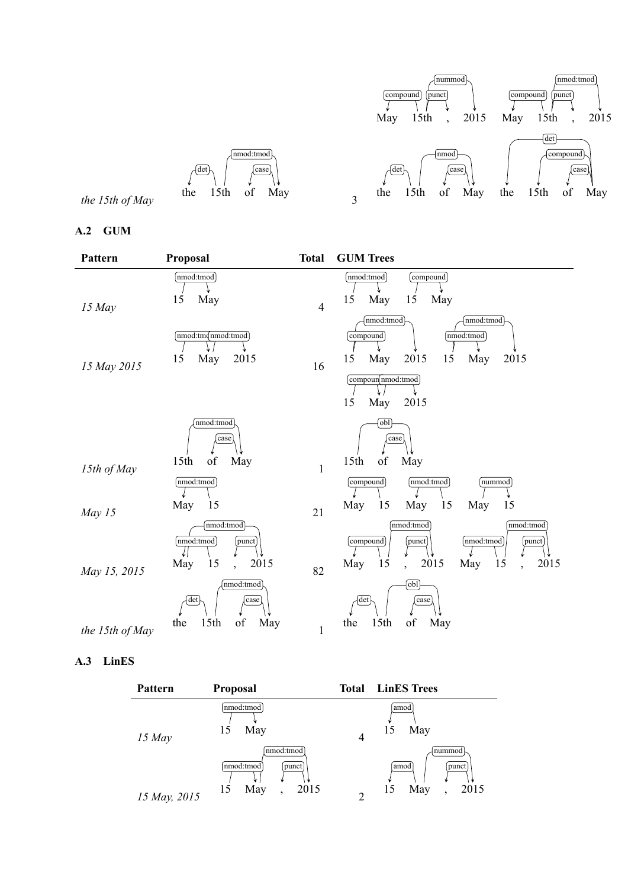| Pattern | Proposal | Total | Trees |
|---|---|---|---|
| | | | May 15th , 2015 (compound: May←15th; punct: 15th→,; nummod: 15th→2015) · May 15th , 2015 (compound: May←15th; punct: 15th→,; nmod:tmod: 15th→2015) |
| *the 15th of May* | the 15th of May (det: the←15th; nmod:tmod: 15th→May; case: of←May) | 3 | the 15th of May (det: the←15th; nmod: 15th→May; case: of←May) · the 15th of May (det: May→the; compound: May→15th; case: May→of) |

## A.2 GUM

| Pattern | Proposal | Total | GUM Trees |
|---|---|---|---|
| *15 May* | 15 May (nmod:tmod: 15→May) | 4 | 15 May (nmod:tmod: 15→May) · 15 May (compound: 15→May) |
| *15 May 2015* | 15 May 2015 (nmod:tmod: 15→May; nmod:tmod: May→2015) | 16 | 15 May 2015 (compound: 15→May; nmod:tmod: 15→2015) · 15 May 2015 (nmod:tmod: 15→May; nmod:tmod: 15→2015) · 15 May 2015 (compound: 15→May; nmod:tmod: May→2015) |
| *15th of May* | 15th of May (nmod:tmod: 15th→May; case: of←May) | 1 | 15th of May (obl: 15th→May; case: of←May) |
| *May 15* | May 15 (nmod:tmod: May←15) | 21 | May 15 (compound: May←15) · May 15 (nmod:tmod: May←15) · May 15 (nummod: May→15) |
| *May 15, 2015* | May 15 , 2015 (nmod:tmod: May←15; punct: ,←2015; nmod:tmod: 15→2015) | 82 | May 15 , 2015 (compound: May←15; punct: ,←2015; nmod:tmod: 15→2015) · May 15 , 2015 (nmod:tmod: May←15; punct: ,←2015; nmod:tmod: 15→2015) |
| *the 15th of May* | the 15th of May (det: the←15th; nmod:tmod: 15th→May; case: of←May) | 1 | the 15th of May (det: the←15th; obl: 15th→May; case: of←May) |

## A.3 LinES

| Pattern | Proposal | Total | LinES Trees |
|---|---|---|---|
| *15 May* | 15 May (nmod:tmod: 15→May) | 4 | 15 May (amod: 15←May) |
| *15 May, 2015* | 15 May , 2015 (nmod:tmod: 15→May; punct: ,←2015; nmod:tmod: May→2015) | 2 | 15 May , 2015 (amod: 15←May; punct: ,←2015; nummod: May→2015) |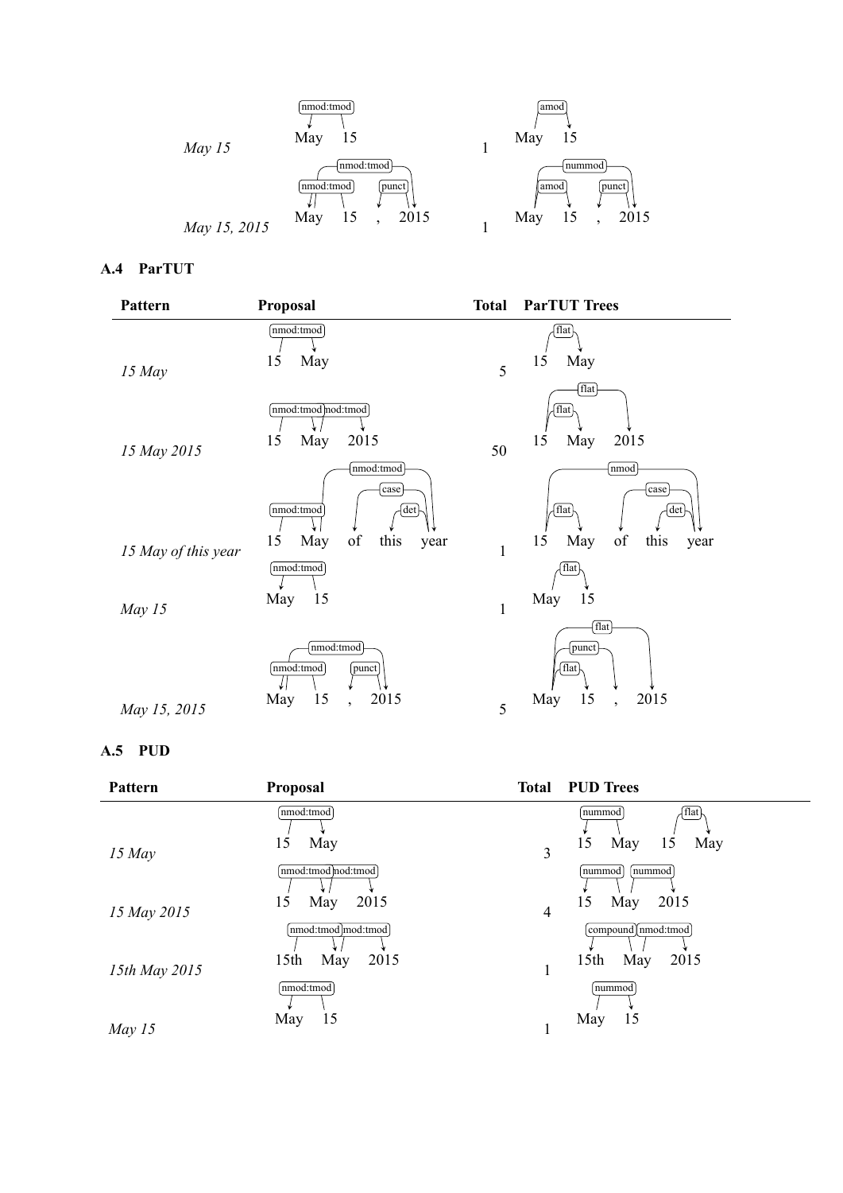| Pattern | Proposal | Total | Trees |
|---|---|---|---|
| *May 15* | May 15 (nmod:tmod: 15 → May) | 1 | May 15 (amod: May → 15) |
| *May 15, 2015* | May 15 , 2015 (nmod:tmod: 15 → May; nmod:tmod: May → 2015; punct: 2015 → ,) | 1 | May 15 , 2015 (amod: May → 15; nummod: May → 2015; punct: 2015 → ,) |

### A.4 ParTUT

| Pattern | Proposal | Total | ParTUT Trees |
|---|---|---|---|
| *15 May* | 15 May (nmod:tmod: 15 → May) | 5 | 15 May (flat: 15 → May) |
| *15 May 2015* | 15 May 2015 (nmod:tmod: 15 → May; nmod:tmod: May → 2015) | 50 | 15 May 2015 (flat: 15 → May; flat: 15 → 2015) |
| *15 May of this year* | 15 May of this year (nmod:tmod: 15 → May; nmod:tmod: May → year; case: year → of; det: year → this) | 1 | 15 May of this year (flat: 15 → May; nmod: 15 → year; case: year → of; det: year → this) |
| *May 15* | May 15 (nmod:tmod: 15 → May) | 1 | May 15 (flat: May → 15) |
| *May 15, 2015* | May 15 , 2015 (nmod:tmod: 15 → May; nmod:tmod: May → 2015; punct: 2015 → ,) | 5 | May 15 , 2015 (flat: May → 15; punct: May → ,; flat: May → 2015) |

### A.5 PUD

| Pattern | Proposal | Total | PUD Trees |
|---|---|---|---|
| *15 May* | 15 May (nmod:tmod: 15 → May) | 3 | 15 May (nummod: May → 15); 15 May (flat: 15 → May) |
| *15 May 2015* | 15 May 2015 (nmod:tmod: 15 → May; nmod:tmod: May → 2015) | 4 | 15 May 2015 (nummod: May → 15; nummod: May → 2015) |
| *15th May 2015* | 15th May 2015 (nmod:tmod: 15th → May; nmod:tmod: May → 2015) | 1 | 15th May 2015 (compound: May → 15th; nmod:tmod: May → 2015) |
| *May 15* | May 15 (nmod:tmod: 15 → May) | 1 | May 15 (nummod: May → 15) |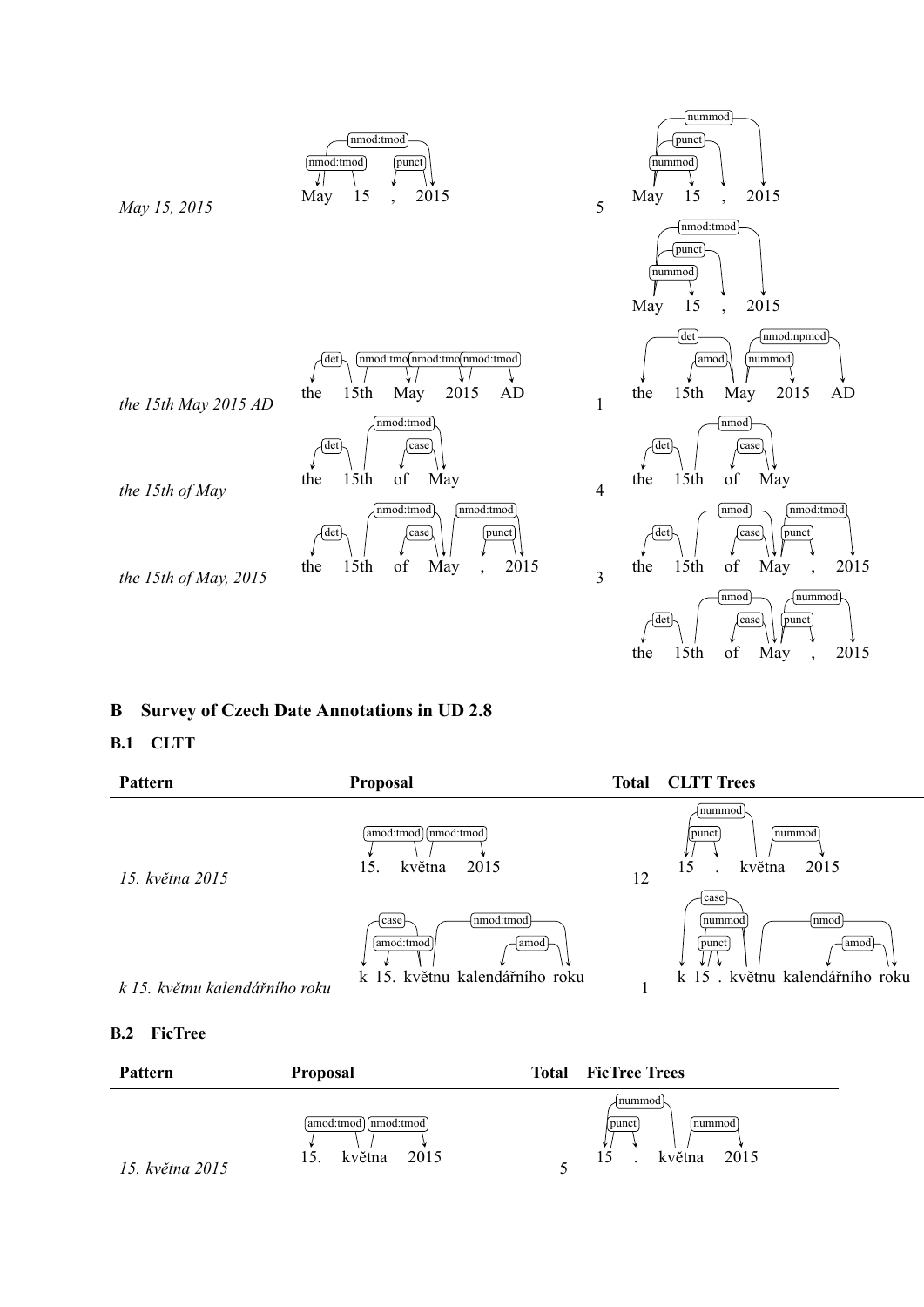| Pattern | Proposal | Total | Trees |
|---|---|---|---|
| *May 15, 2015* | May 15 , 2015 (nmod:tmod, nmod:tmod, punct) | 5 | May 15 , 2015 (nummod, punct, nummod) / May 15 , 2015 (nmod:tmod, punct, nummod) |
| *the 15th May 2015 AD* | the 15th May 2015 AD (det, nmod:tmod, nmod:tmod, nmod:tmod) | 1 | the 15th May 2015 AD (det, amod, nmod:npmod, nummod) |
| *the 15th of May* | the 15th of May (nmod:tmod, det, case) | 4 | the 15th of May (nmod, det, case) |
| *the 15th of May, 2015* | the 15th of May , 2015 (nmod:tmod, nmod:tmod, det, case, punct) | 3 | the 15th of May , 2015 (nmod, nmod:tmod, det, case, punct) / the 15th of May , 2015 (nmod, nummod, det, case, punct) |

## B Survey of Czech Date Annotations in UD 2.8

### B.1 CLTT

| Pattern | Proposal | Total | CLTT Trees |
|---|---|---|---|
| *15. května 2015* | 15. května 2015 (amod:tmod, nmod:tmod) | 12 | 15 . května 2015 (nummod, punct, nummod) |
| *k 15. květnu kalendářního roku* | k 15. květnu kalendářního roku (case, amod:tmod, nmod:tmod, amod) | 1 | k 15 . květnu kalendářního roku (case, nummod, punct, nmod, amod) |

### B.2 FicTree

| Pattern | Proposal | Total | FicTree Trees |
|---|---|---|---|
| *15. května 2015* | 15. května 2015 (amod:tmod, nmod:tmod) | 5 | 15 . května 2015 (nummod, punct, nummod) |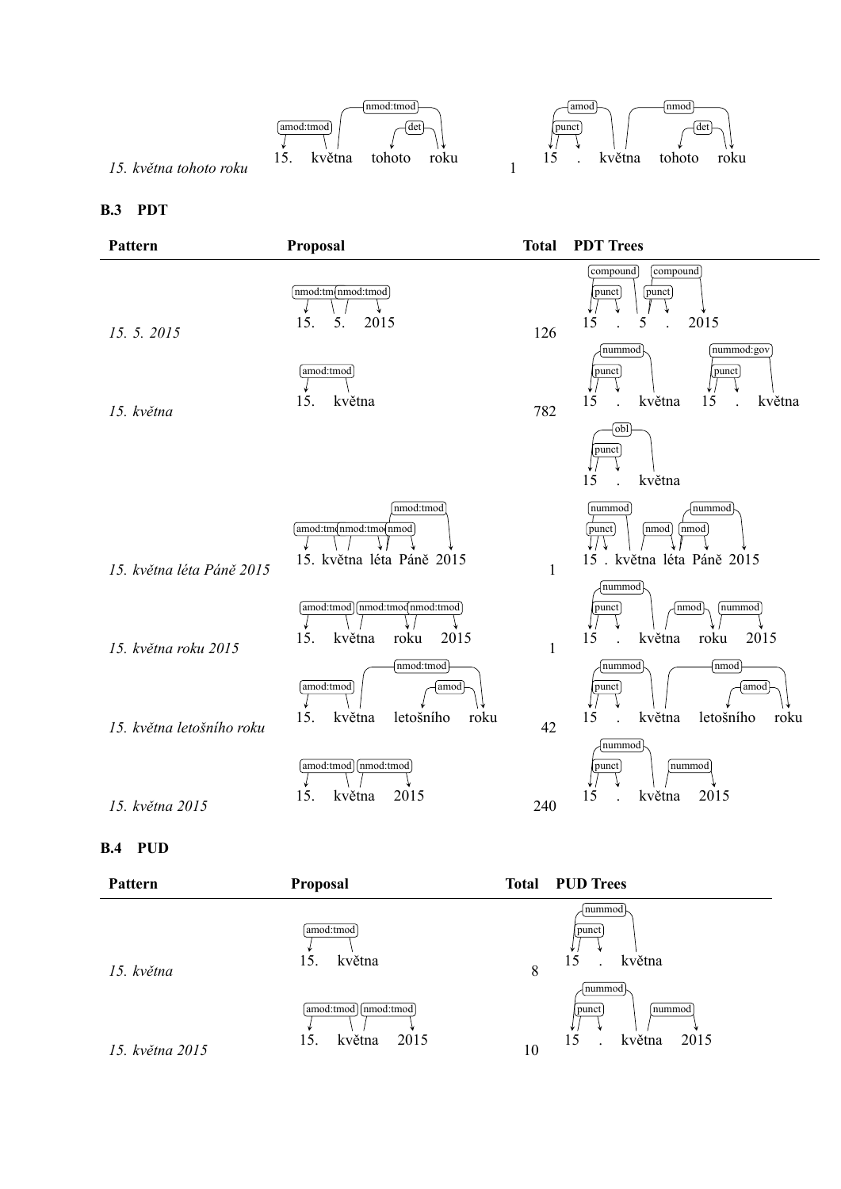| | | | |
|---|---|---|---|
| *15. května tohoto roku* | 15. května tohoto roku (amod:tmod, nmod:tmod, det) | 1 | 15 . května tohoto roku (punct, amod, nmod, det) |

### B.3 PDT

| Pattern | Proposal | Total | PDT Trees |
|---|---|---|---|
| *15. 5. 2015* | 15. 5. 2015 (nmod:tmod, nmod:tmod) | 126 | 15 . 5 . 2015 (compound, punct, compound, punct) |
| *15. května* | 15. května (amod:tmod) | 782 | 15 . května (nummod, punct); 15 . května (nummod:gov, punct); 15 . května (obl, punct) |
| *15. května léta Páně 2015* | 15. května léta Páně 2015 (amod:tmod, nmod:tmod, nmod, nmod:tmod) | 1 | 15 . května léta Páně 2015 (punct, nmod, nmod, nummod) |
| *15. května roku 2015* | 15. května roku 2015 (amod:tmod, nmod:tmod, nmod:tmod) | 1 | 15 . května roku 2015 (nummod, punct, nmod, nummod) |
| *15. května letošního roku* | 15. května letošního roku (amod:tmod, nmod:tmod, amod) | 42 | 15 . května letošního roku (nummod, punct, nmod, amod) |
| *15. května 2015* | 15. května 2015 (amod:tmod, nmod:tmod) | 240 | 15 . května 2015 (nummod, punct, nummod) |

### B.4 PUD

| Pattern | Proposal | Total | PUD Trees |
|---|---|---|---|
| *15. května* | 15. května (amod:tmod) | 8 | 15 . května (nummod, punct) |
| *15. května 2015* | 15. května 2015 (amod:tmod, nmod:tmod) | 10 | 15 . května 2015 (nummod, punct, nummod) |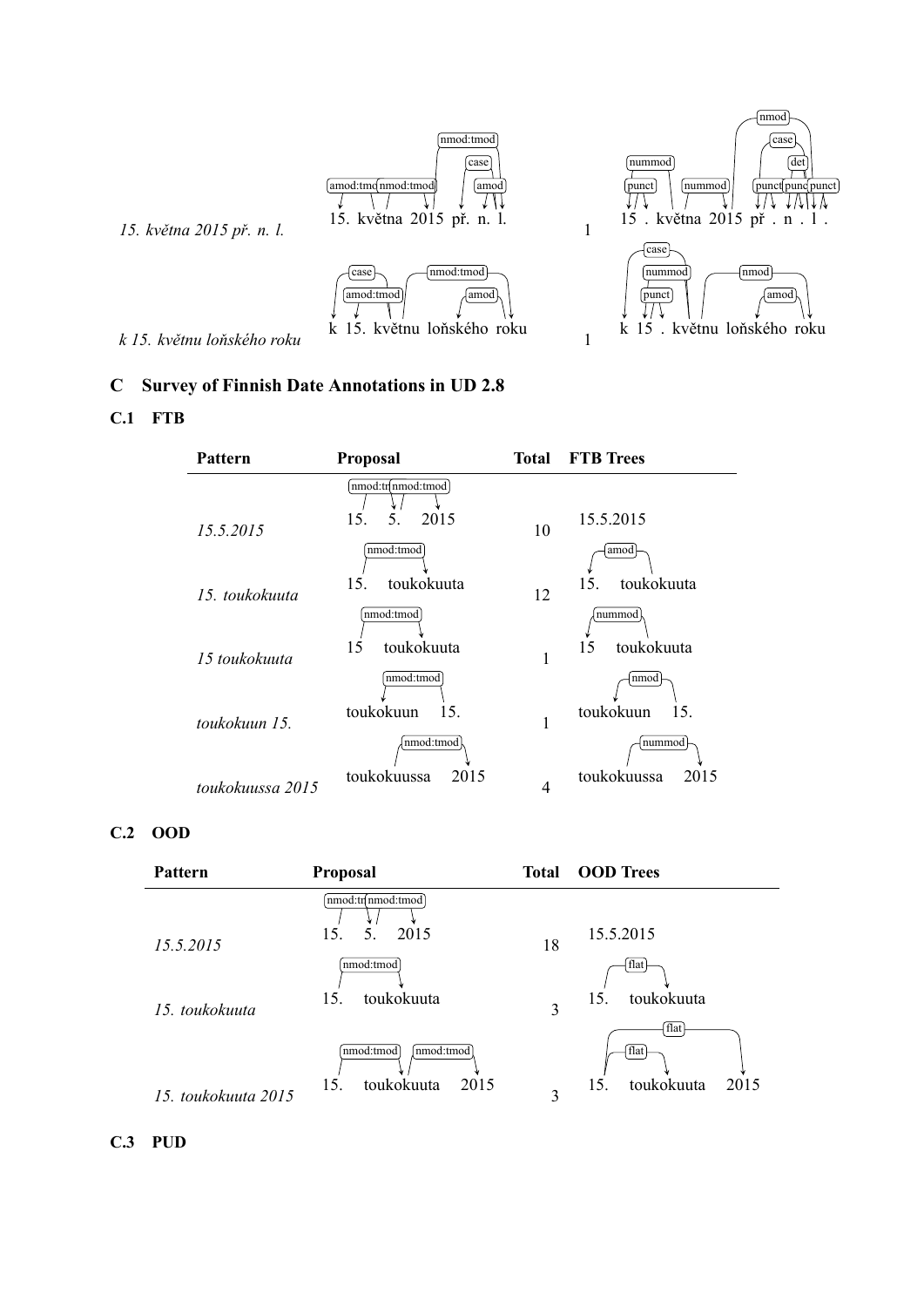| | | | |
|---|---|---|---|
| *15. května 2015 př. n. l.* | 15. května 2015 př. n. l. | 1 | 15 . května 2015 př . n . l . |
| *k 15. květnu loňského roku* | k 15. květnu loňského roku | 1 | k 15 . květnu loňského roku |

## C Survey of Finnish Date Annotations in UD 2.8

### C.1 FTB

| Pattern | Proposal | Total | FTB Trees |
|---|---|---|---|
| *15.5.2015* | 15. 5. 2015 | 10 | 15.5.2015 |
| *15. toukokuuta* | 15. toukokuuta | 12 | 15. toukokuuta |
| *15 toukokuuta* | 15 toukokuuta | 1 | 15 toukokuuta |
| *toukokuun 15.* | toukokuun 15. | 1 | toukokuun 15. |
| *toukokuussa 2015* | toukokuussa 2015 | 4 | toukokuussa 2015 |

### C.2 OOD

| Pattern | Proposal | Total | OOD Trees |
|---|---|---|---|
| *15.5.2015* | 15. 5. 2015 | 18 | 15.5.2015 |
| *15. toukokuuta* | 15. toukokuuta | 3 | 15. toukokuuta |
| *15. toukokuuta 2015* | 15. toukokuuta 2015 | 3 | 15. toukokuuta 2015 |

### C.3 PUD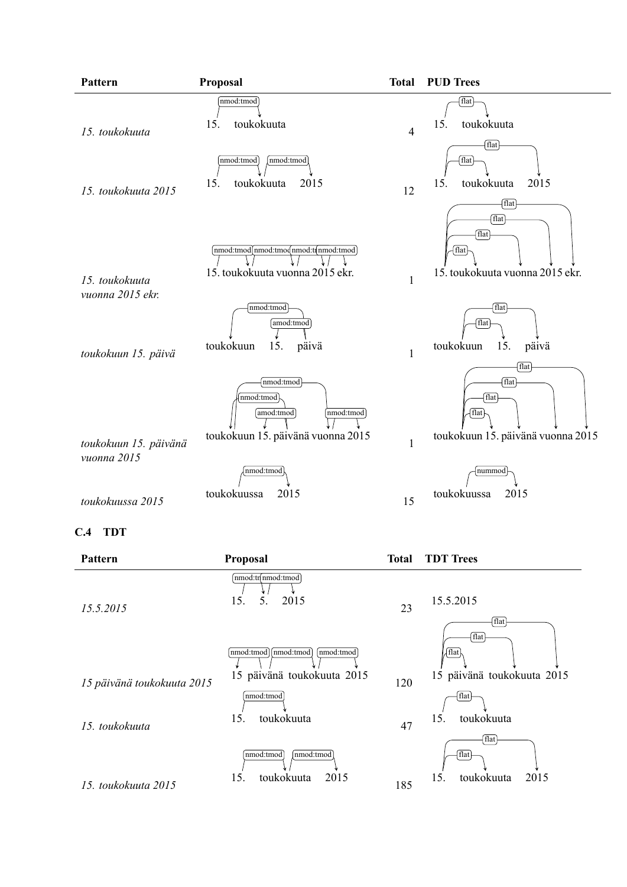| Pattern | Proposal | Total | PUD Trees |
|---|---|---|---|
| *15. toukokuuta* | 15. toukokuuta (nmod:tmod) | 4 | 15. toukokuuta (flat) |
| *15. toukokuuta 2015* | 15. toukokuuta 2015 (nmod:tmod, nmod:tmod) | 12 | 15. toukokuuta 2015 (flat, flat) |
| *15. toukokuuta vuonna 2015 ekr.* | 15. toukokuuta vuonna 2015 ekr. (nmod:tmod, nmod:tmod, nmod:tmod, nmod:tmod) | 1 | 15. toukokuuta vuonna 2015 ekr. (flat, flat, flat, flat) |
| *toukokuun 15. päivä* | toukokuun 15. päivä (nmod:tmod, amod:tmod) | 1 | toukokuun 15. päivä (flat, flat) |
| *toukokuun 15. päivänä vuonna 2015* | toukokuun 15. päivänä vuonna 2015 (nmod:tmod, nmod:tmod, amod:tmod, nmod:tmod) | 1 | toukokuun 15. päivänä vuonna 2015 (flat, flat, flat, flat) |
| *toukokuussa 2015* | toukokuussa 2015 (nmod:tmod) | 15 | toukokuussa 2015 (nummod) |

### C.4 TDT

| Pattern | Proposal | Total | TDT Trees |
|---|---|---|---|
| *15.5.2015* | 15. 5. 2015 (nmod:tmod, nmod:tmod) | 23 | 15.5.2015 |
| *15 päivänä toukokuuta 2015* | 15 päivänä toukokuuta 2015 (nmod:tmod, nmod:tmod, nmod:tmod) | 120 | 15 päivänä toukokuuta 2015 (flat, flat, flat) |
| *15. toukokuuta* | 15. toukokuuta (nmod:tmod) | 47 | 15. toukokuuta (flat) |
| *15. toukokuuta 2015* | 15. toukokuuta 2015 (nmod:tmod, nmod:tmod) | 185 | 15. toukokuuta 2015 (flat, flat) |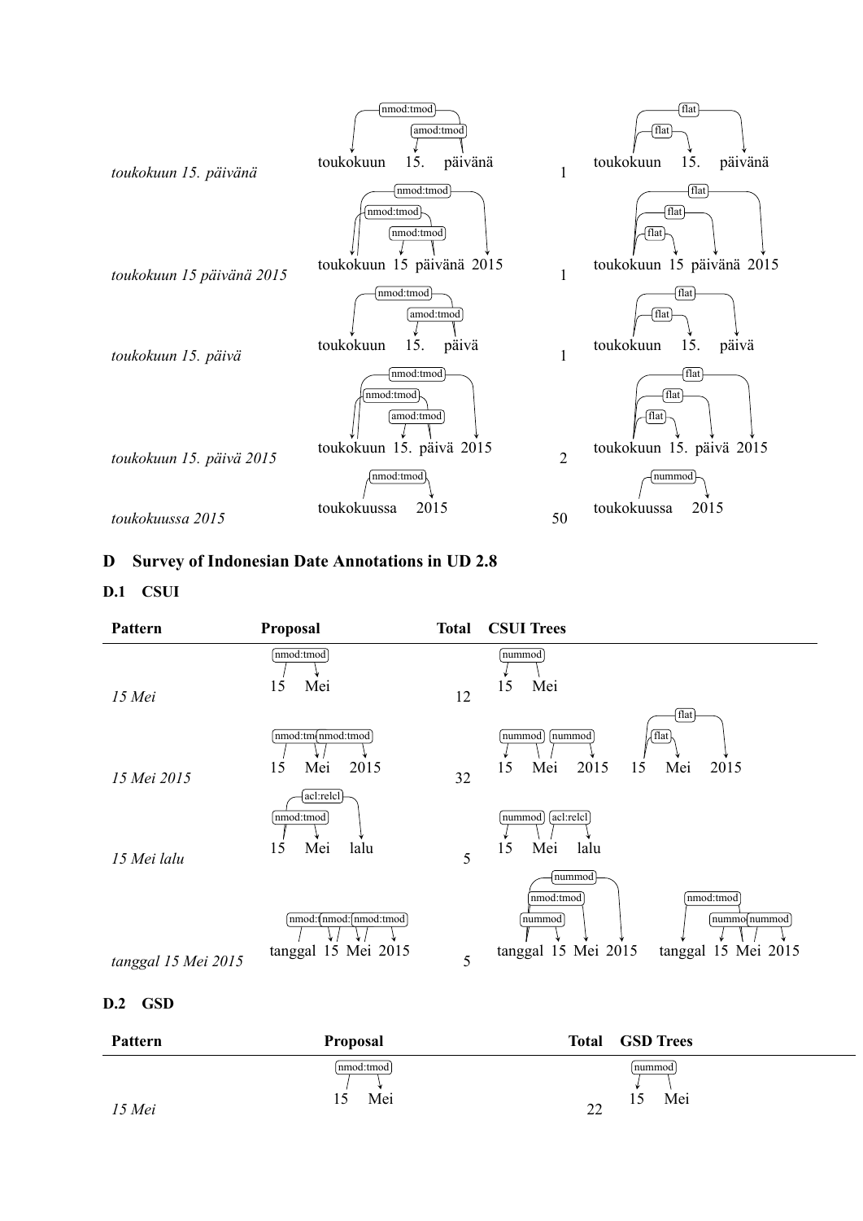| | | | |
|---|---|---|---|
| *toukokuun 15. päivänä* | toukokuun 15. päivänä (nmod:tmod, amod:tmod) | 1 | toukokuun 15. päivänä (flat, flat) |
| *toukokuun 15 päivänä 2015* | toukokuun 15 päivänä 2015 (nmod:tmod, nmod:tmod, nmod:tmod) | 1 | toukokuun 15 päivänä 2015 (flat, flat, flat) |
| *toukokuun 15. päivä* | toukokuun 15. päivä (nmod:tmod, amod:tmod) | 1 | toukokuun 15. päivä (flat, flat) |
| *toukokuun 15. päivä 2015* | toukokuun 15. päivä 2015 (nmod:tmod, nmod:tmod, amod:tmod) | 2 | toukokuun 15. päivä 2015 (flat, flat, flat) |
| *toukokuussa 2015* | toukokuussa 2015 (nmod:tmod) | 50 | toukokuussa 2015 (nummod) |

## D Survey of Indonesian Date Annotations in UD 2.8

### D.1 CSUI

| Pattern | Proposal | Total | CSUI Trees |
|---|---|---|---|
| *15 Mei* | 15 Mei (nmod:tmod) | 12 | 15 Mei (nummod) |
| *15 Mei 2015* | 15 Mei 2015 (nmod:tmod, nmod:tmod) | 32 | 15 Mei 2015 (nummod, nummod); 15 Mei 2015 (flat, flat) |
| *15 Mei lalu* | 15 Mei lalu (nmod:tmod, acl:relcl) | 5 | 15 Mei lalu (nummod, acl:relcl) |
| *tanggal 15 Mei 2015* | tanggal 15 Mei 2015 (nmod:tmod, nmod:tmod, nmod:tmod) | 5 | tanggal 15 Mei 2015 (nummod, nmod:tmod, nummod); tanggal 15 Mei 2015 (nmod:tmod, nummod, nummod) |

### D.2 GSD

| Pattern | Proposal | Total | GSD Trees |
|---|---|---|---|
| *15 Mei* | 15 Mei (nmod:tmod) | 22 | 15 Mei (nummod) |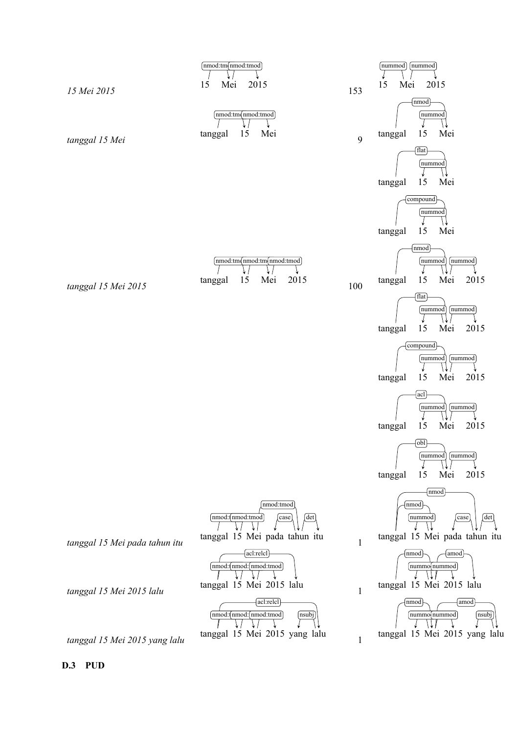| Phrase | Original annotation | Count | Revised annotation(s) |
|---|---|---|---|
| *15 Mei 2015* | 15 Mei 2015 (nmod:tmod, nmod:tmod) | 153 | 15 Mei 2015 (nummod, nummod) |
| *tanggal 15 Mei* | tanggal 15 Mei (nmod:tmod, nmod:tmod) | 9 | tanggal 15 Mei (nmod, nummod) |
| | | | tanggal 15 Mei (flat, nummod) |
| | | | tanggal 15 Mei (compound, nummod) |
| *tanggal 15 Mei 2015* | tanggal 15 Mei 2015 (nmod:tmod, nmod:tmod, nmod:tmod) | 100 | tanggal 15 Mei 2015 (nmod, nummod, nummod) |
| | | | tanggal 15 Mei 2015 (flat, nummod, nummod) |
| | | | tanggal 15 Mei 2015 (compound, nummod, nummod) |
| | | | tanggal 15 Mei 2015 (acl, nummod, nummod) |
| | | | tanggal 15 Mei 2015 (obl, nummod, nummod) |
| *tanggal 15 Mei pada tahun itu* | tanggal 15 Mei pada tahun itu (nmod:tmod, nmod:tmod, nmod:tmod, case, det) | 1 | tanggal 15 Mei pada tahun itu (nmod, nmod, nummod, case, det) |
| *tanggal 15 Mei 2015 lalu* | tanggal 15 Mei 2015 lalu (acl:relcl, nmod:tmod, nmod:tmod, nmod:tmod) | 1 | tanggal 15 Mei 2015 lalu (nmod, amod, nummod, nummod) |
| *tanggal 15 Mei 2015 yang lalu* | tanggal 15 Mei 2015 yang lalu (acl:relcl, nmod:tmod, nmod:tmod, nmod:tmod, nsubj) | 1 | tanggal 15 Mei 2015 yang lalu (nmod, amod, nummod, nummod, nsubj) |

### D.3 PUD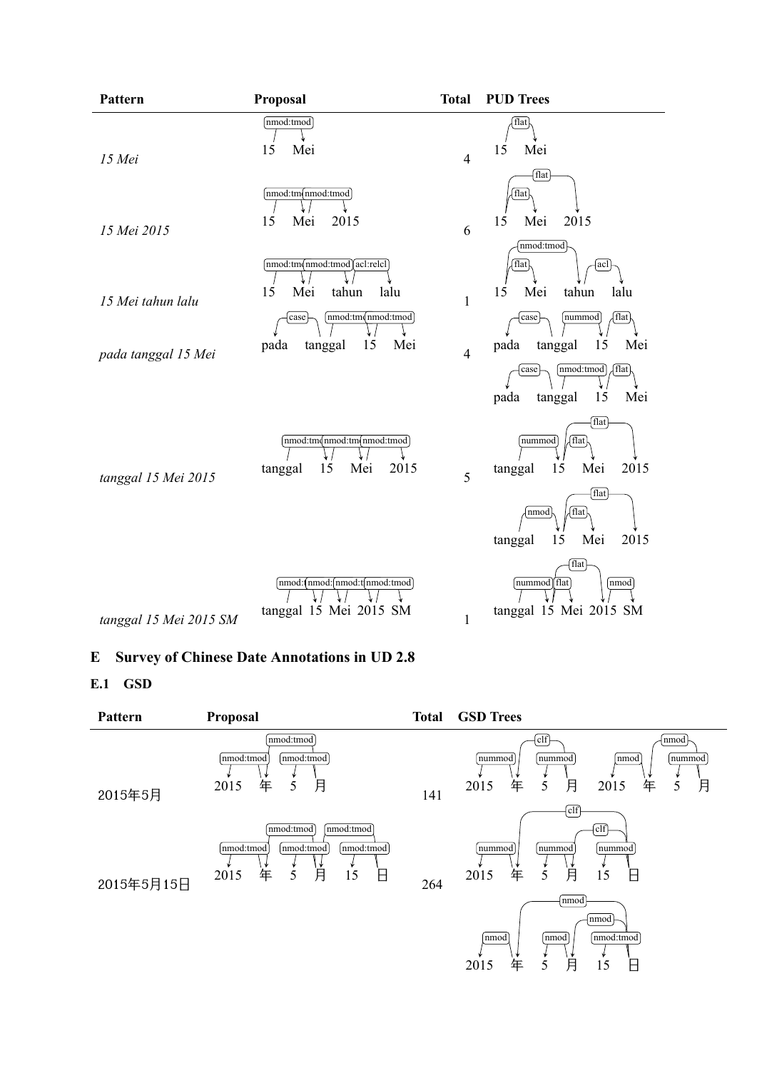| Pattern | Proposal | Total | PUD Trees |
|---|---|---|---|
| *15 Mei* | 15 Mei (nmod:tmod) | 4 | 15 Mei (flat) |
| *15 Mei 2015* | 15 Mei 2015 (nmod:tmod, nmod:tmod) | 6 | 15 Mei 2015 (flat, flat) |
| *15 Mei tahun lalu* | 15 Mei tahun lalu (nmod:tmod, nmod:tmod, acl:relcl) | 1 | 15 Mei tahun lalu (nmod:tmod, flat, acl) |
| *pada tanggal 15 Mei* | pada tanggal 15 Mei (case, nmod:tmod, nmod:tmod) | 4 | pada tanggal 15 Mei (case, nummod, flat); pada tanggal 15 Mei (case, nmod:tmod, flat) |
| *tanggal 15 Mei 2015* | tanggal 15 Mei 2015 (nmod:tmod, nmod:tmod, nmod:tmod) | 5 | tanggal 15 Mei 2015 (nummod, flat, flat); tanggal 15 Mei 2015 (nmod, flat, flat) |
| *tanggal 15 Mei 2015 SM* | tanggal 15 Mei 2015 SM (nmod:tmod, nmod:tmod, nmod:tmod, nmod:tmod) | 1 | tanggal 15 Mei 2015 SM (nummod, flat, flat, nmod) |

## E Survey of Chinese Date Annotations in UD 2.8

### E.1 GSD

| Pattern | Proposal | Total | GSD Trees |
|---|---|---|---|
| 2015年5月 | 2015 年 5 月 (nmod:tmod, nmod:tmod, nmod:tmod) | 141 | 2015 年 5 月 (nummod, clf, nummod); 2015 年 5 月 (nmod, nmod, nummod) |
| 2015年5月15日 | 2015 年 5 月 15 日 (nmod:tmod, nmod:tmod, nmod:tmod, nmod:tmod, nmod:tmod) | 264 | 2015 年 5 月 15 日 (nummod, clf, nummod, clf, nummod); 2015 年 5 月 15 日 (nmod, nmod, nmod, nmod, nmod:tmod) |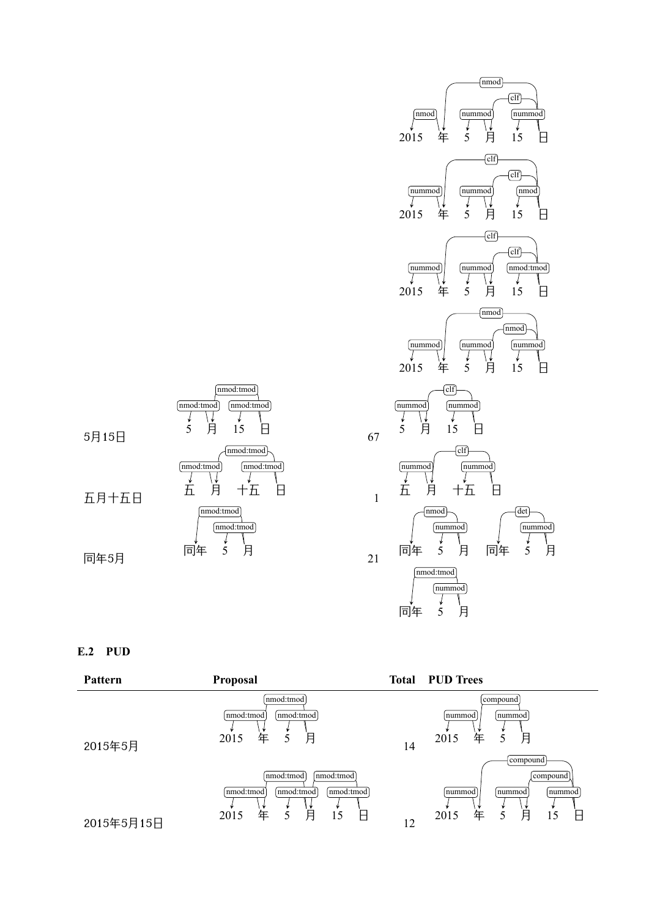| Pattern | Proposal | Total | Trees |
| --- | --- | --- | --- |
| | | | 2015 年 5 月 15 日 (nmod, nmod, nummod, clf, nummod) |
| | | | 2015 年 5 月 15 日 (nummod, clf, nummod, clf, nmod) |
| | | | 2015 年 5 月 15 日 (nummod, clf, nummod, clf, nmod:tmod) |
| | | | 2015 年 5 月 15 日 (nummod, nmod, nummod, nmod, nummod) |
| 5月15日 | 5 月 15 日 (nmod:tmod, nmod:tmod, nmod:tmod) | 67 | 5 月 15 日 (nummod, clf, nummod) |
| 五月十五日 | 五 月 十五 日 (nmod:tmod, nmod:tmod, nmod:tmod) | 1 | 五 月 十五 日 (nummod, clf, nummod) |
| 同年5月 | 同年 5 月 (nmod:tmod, nmod:tmod) | 21 | 同年 5 月 (nmod, nummod); 同年 5 月 (det, nummod); 同年 5 月 (nmod:tmod, nummod) |

## E.2 PUD

| Pattern | Proposal | Total | PUD Trees |
| --- | --- | --- | --- |
| 2015年5月 | 2015 年 5 月 (nmod:tmod, nmod:tmod, nmod:tmod) | 14 | 2015 年 5 月 (nummod, compound, nummod) |
| 2015年5月15日 | 2015 年 5 月 15 日 (nmod:tmod, nmod:tmod, nmod:tmod, nmod:tmod, nmod:tmod) | 12 | 2015 年 5 月 15 日 (nummod, compound, nummod, compound, nummod) |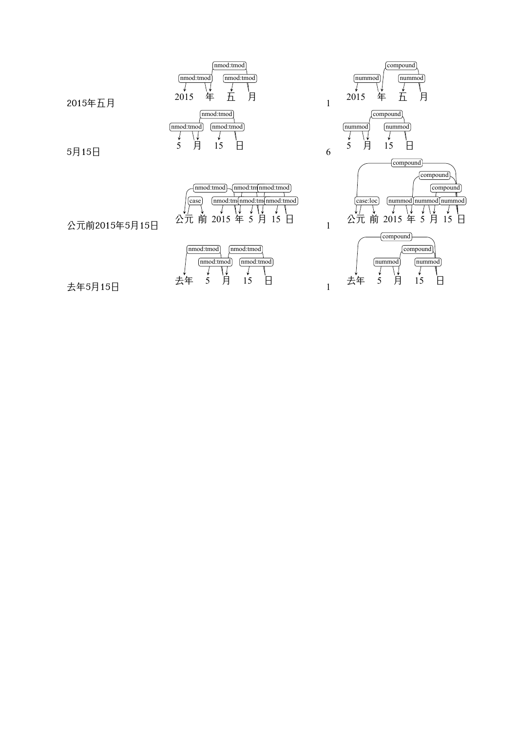2015年五月

nmod:tmod nmod:tmod nmod:tmod
2015 年 五 月

1

compound nummod nummod
2015 年 五 月

5月15日

nmod:tmod nmod:tmod nmod:tmod
5 月 15 日

6

compound nummod nummod
5 月 15 日

公元前2015年5月15日

nmod:tmod case nmod:tmod nmod:tmod nmod:tmod nmod:tmod nmod:tmod
公元 前 2015 年 5 月 15 日

1

compound compound compound case:loc nummod nummod nummod
公元 前 2015 年 5 月 15 日

去年5月15日

nmod:tmod nmod:tmod nmod:tmod nmod:tmod
去年 5 月 15 日

1

compound compound nummod nummod
去年 5 月 15 日